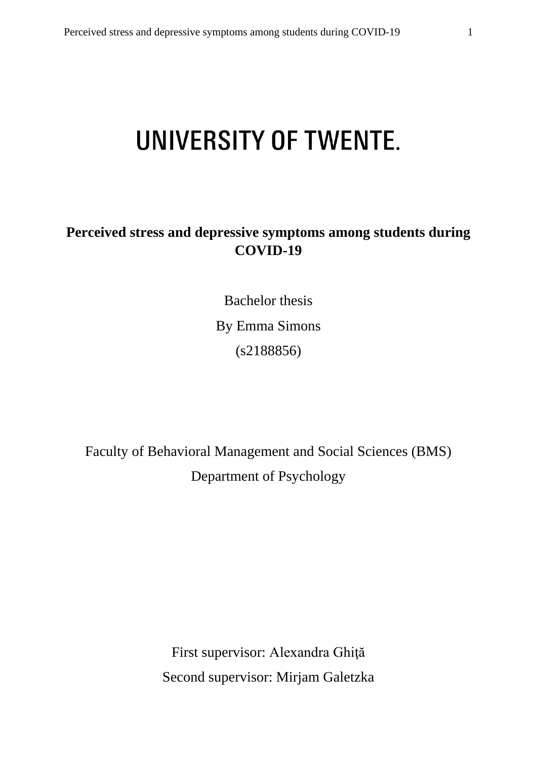# UNIVERSITY OF TWENTE.

**Perceived stress and depressive symptoms among students during COVID-19**

Bachelor thesis

By Emma Simons

(s2188856)

Faculty of Behavioral Management and Social Sciences (BMS)

Department of Psychology

First supervisor: Alexandra Ghiţă

Second supervisor: Mirjam Galetzka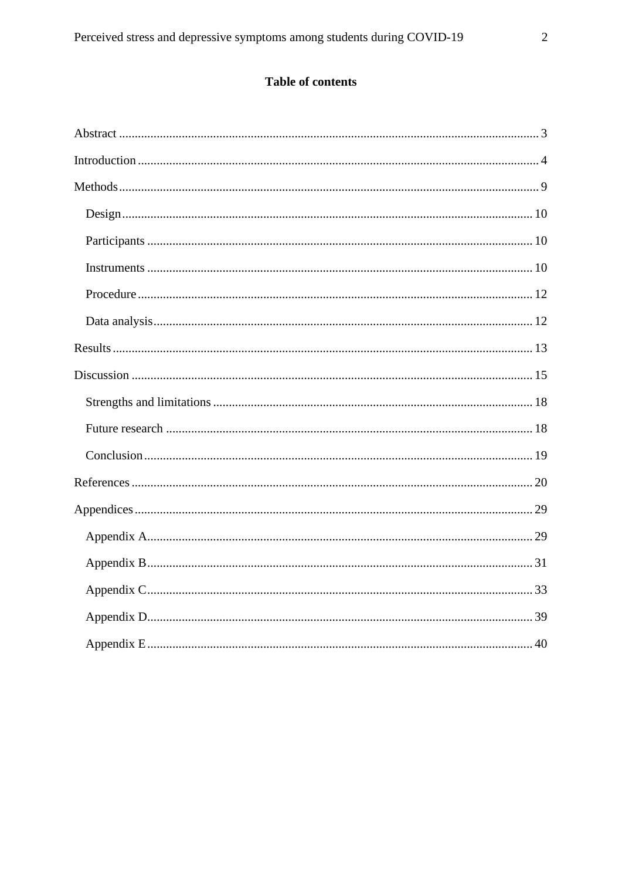## Table of contents

Abstract ........................................................................................................................ 3

Introduction ................................................................................................................... 4

Methods ......................................................................................................................... 9

- Design ...................................................................................................................... 10
- Participants ............................................................................................................. 10
- Instruments ............................................................................................................. 10
- Procedure ................................................................................................................ 12
- Data analysis ........................................................................................................... 12

Results .......................................................................................................................... 13

Discussion .................................................................................................................... 15

- Strengths and limitations ......................................................................................... 18
- Future research ........................................................................................................ 18
- Conclusion ............................................................................................................... 19

References ..................................................................................................................... 20

Appendices .................................................................................................................... 29

- Appendix A .............................................................................................................. 29
- Appendix B .............................................................................................................. 31
- Appendix C .............................................................................................................. 33
- Appendix D .............................................................................................................. 39
- Appendix E .............................................................................................................. 40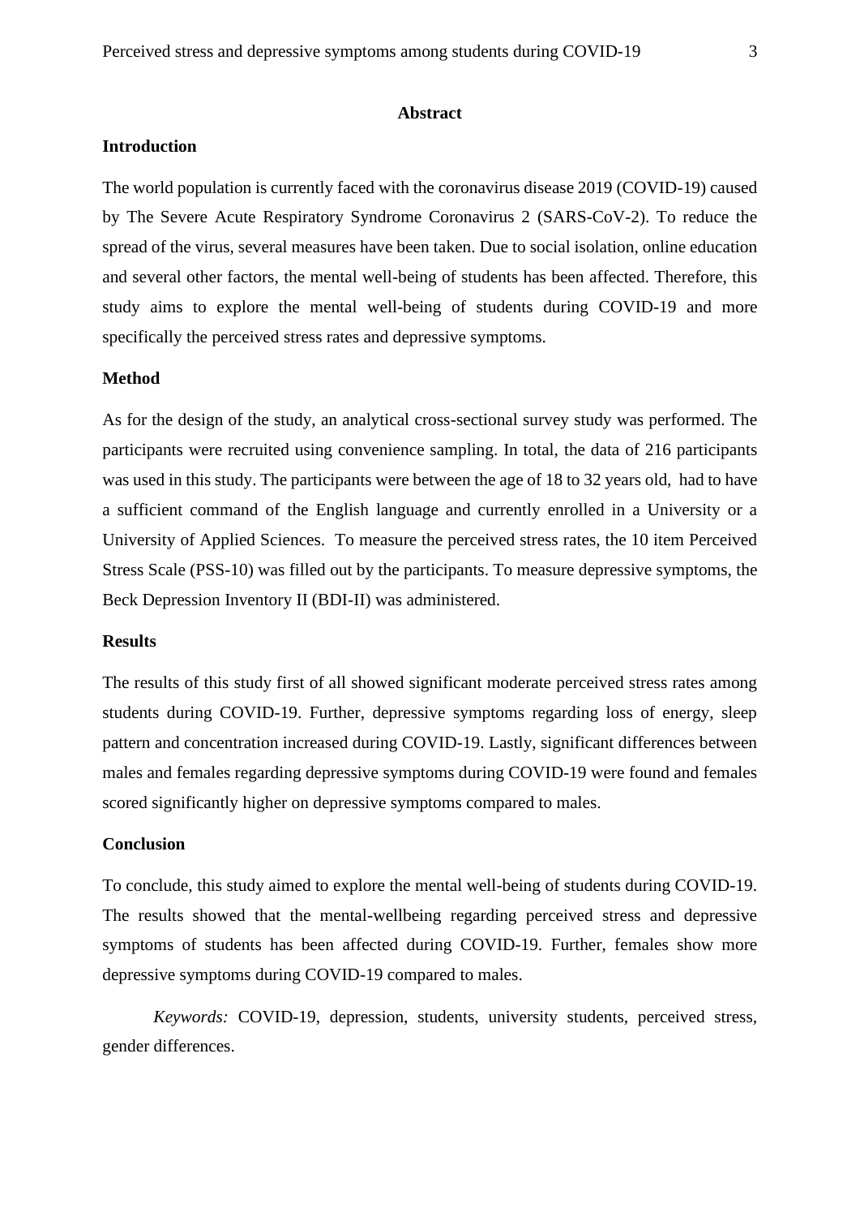# Abstract

## Introduction

The world population is currently faced with the coronavirus disease 2019 (COVID-19) caused by The Severe Acute Respiratory Syndrome Coronavirus 2 (SARS-CoV-2). To reduce the spread of the virus, several measures have been taken. Due to social isolation, online education and several other factors, the mental well-being of students has been affected. Therefore, this study aims to explore the mental well-being of students during COVID-19 and more specifically the perceived stress rates and depressive symptoms.

## Method

As for the design of the study, an analytical cross-sectional survey study was performed. The participants were recruited using convenience sampling. In total, the data of 216 participants was used in this study. The participants were between the age of 18 to 32 years old, had to have a sufficient command of the English language and currently enrolled in a University or a University of Applied Sciences. To measure the perceived stress rates, the 10 item Perceived Stress Scale (PSS-10) was filled out by the participants. To measure depressive symptoms, the Beck Depression Inventory II (BDI-II) was administered.

## Results

The results of this study first of all showed significant moderate perceived stress rates among students during COVID-19. Further, depressive symptoms regarding loss of energy, sleep pattern and concentration increased during COVID-19. Lastly, significant differences between males and females regarding depressive symptoms during COVID-19 were found and females scored significantly higher on depressive symptoms compared to males.

## Conclusion

To conclude, this study aimed to explore the mental well-being of students during COVID-19. The results showed that the mental-wellbeing regarding perceived stress and depressive symptoms of students has been affected during COVID-19. Further, females show more depressive symptoms during COVID-19 compared to males.

*Keywords:* COVID-19, depression, students, university students, perceived stress, gender differences.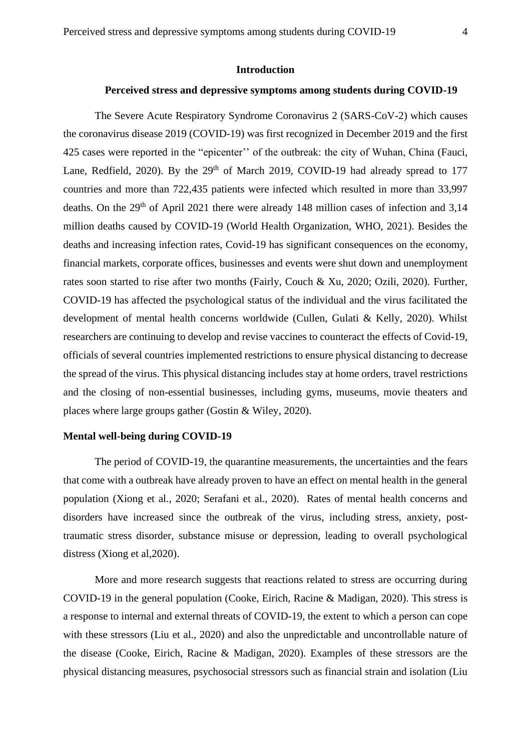## Introduction

### Perceived stress and depressive symptoms among students during COVID-19

The Severe Acute Respiratory Syndrome Coronavirus 2 (SARS-CoV-2) which causes the coronavirus disease 2019 (COVID-19) was first recognized in December 2019 and the first 425 cases were reported in the "epicenter'' of the outbreak: the city of Wuhan, China (Fauci, Lane, Redfield, 2020). By the 29th of March 2019, COVID-19 had already spread to 177 countries and more than 722,435 patients were infected which resulted in more than 33,997 deaths. On the 29th of April 2021 there were already 148 million cases of infection and 3,14 million deaths caused by COVID-19 (World Health Organization, WHO, 2021). Besides the deaths and increasing infection rates, Covid-19 has significant consequences on the economy, financial markets, corporate offices, businesses and events were shut down and unemployment rates soon started to rise after two months (Fairly, Couch & Xu, 2020; Ozili, 2020). Further, COVID-19 has affected the psychological status of the individual and the virus facilitated the development of mental health concerns worldwide (Cullen, Gulati & Kelly, 2020). Whilst researchers are continuing to develop and revise vaccines to counteract the effects of Covid-19, officials of several countries implemented restrictions to ensure physical distancing to decrease the spread of the virus. This physical distancing includes stay at home orders, travel restrictions and the closing of non-essential businesses, including gyms, museums, movie theaters and places where large groups gather (Gostin & Wiley, 2020).

### Mental well-being during COVID-19

The period of COVID-19, the quarantine measurements, the uncertainties and the fears that come with a outbreak have already proven to have an effect on mental health in the general population (Xiong et al., 2020; Serafani et al., 2020). Rates of mental health concerns and disorders have increased since the outbreak of the virus, including stress, anxiety, post-traumatic stress disorder, substance misuse or depression, leading to overall psychological distress (Xiong et al,2020).

More and more research suggests that reactions related to stress are occurring during COVID-19 in the general population (Cooke, Eirich, Racine & Madigan, 2020). This stress is a response to internal and external threats of COVID-19, the extent to which a person can cope with these stressors (Liu et al., 2020) and also the unpredictable and uncontrollable nature of the disease (Cooke, Eirich, Racine & Madigan, 2020). Examples of these stressors are the physical distancing measures, psychosocial stressors such as financial strain and isolation (Liu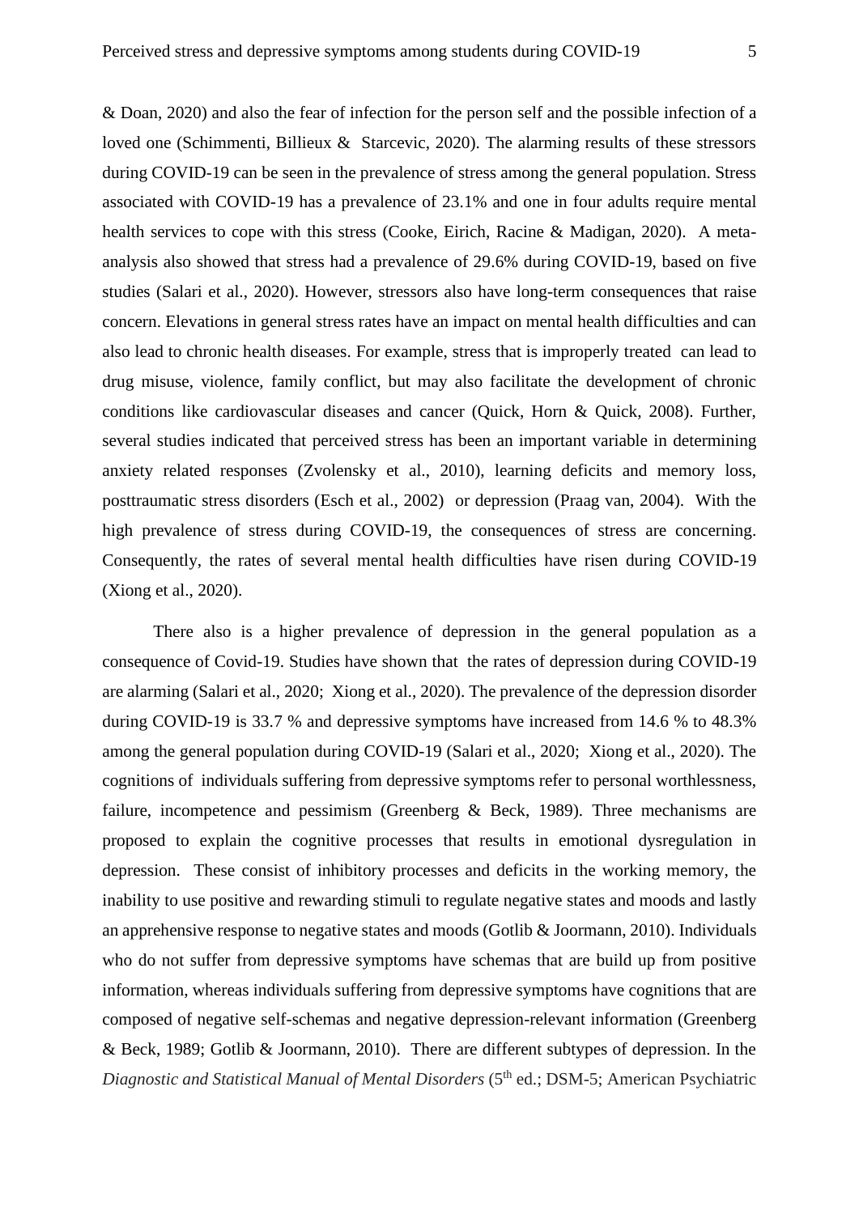& Doan, 2020) and also the fear of infection for the person self and the possible infection of a loved one (Schimmenti, Billieux & Starcevic, 2020). The alarming results of these stressors during COVID-19 can be seen in the prevalence of stress among the general population. Stress associated with COVID-19 has a prevalence of 23.1% and one in four adults require mental health services to cope with this stress (Cooke, Eirich, Racine & Madigan, 2020). A meta-analysis also showed that stress had a prevalence of 29.6% during COVID-19, based on five studies (Salari et al., 2020). However, stressors also have long-term consequences that raise concern. Elevations in general stress rates have an impact on mental health difficulties and can also lead to chronic health diseases. For example, stress that is improperly treated can lead to drug misuse, violence, family conflict, but may also facilitate the development of chronic conditions like cardiovascular diseases and cancer (Quick, Horn & Quick, 2008). Further, several studies indicated that perceived stress has been an important variable in determining anxiety related responses (Zvolensky et al., 2010), learning deficits and memory loss, posttraumatic stress disorders (Esch et al., 2002) or depression (Praag van, 2004). With the high prevalence of stress during COVID-19, the consequences of stress are concerning. Consequently, the rates of several mental health difficulties have risen during COVID-19 (Xiong et al., 2020).

There also is a higher prevalence of depression in the general population as a consequence of Covid-19. Studies have shown that the rates of depression during COVID-19 are alarming (Salari et al., 2020; Xiong et al., 2020). The prevalence of the depression disorder during COVID-19 is 33.7 % and depressive symptoms have increased from 14.6 % to 48.3% among the general population during COVID-19 (Salari et al., 2020; Xiong et al., 2020). The cognitions of individuals suffering from depressive symptoms refer to personal worthlessness, failure, incompetence and pessimism (Greenberg & Beck, 1989). Three mechanisms are proposed to explain the cognitive processes that results in emotional dysregulation in depression. These consist of inhibitory processes and deficits in the working memory, the inability to use positive and rewarding stimuli to regulate negative states and moods and lastly an apprehensive response to negative states and moods (Gotlib & Joormann, 2010). Individuals who do not suffer from depressive symptoms have schemas that are build up from positive information, whereas individuals suffering from depressive symptoms have cognitions that are composed of negative self-schemas and negative depression-relevant information (Greenberg & Beck, 1989; Gotlib & Joormann, 2010). There are different subtypes of depression. In the *Diagnostic and Statistical Manual of Mental Disorders* (5th ed.; DSM-5; American Psychiatric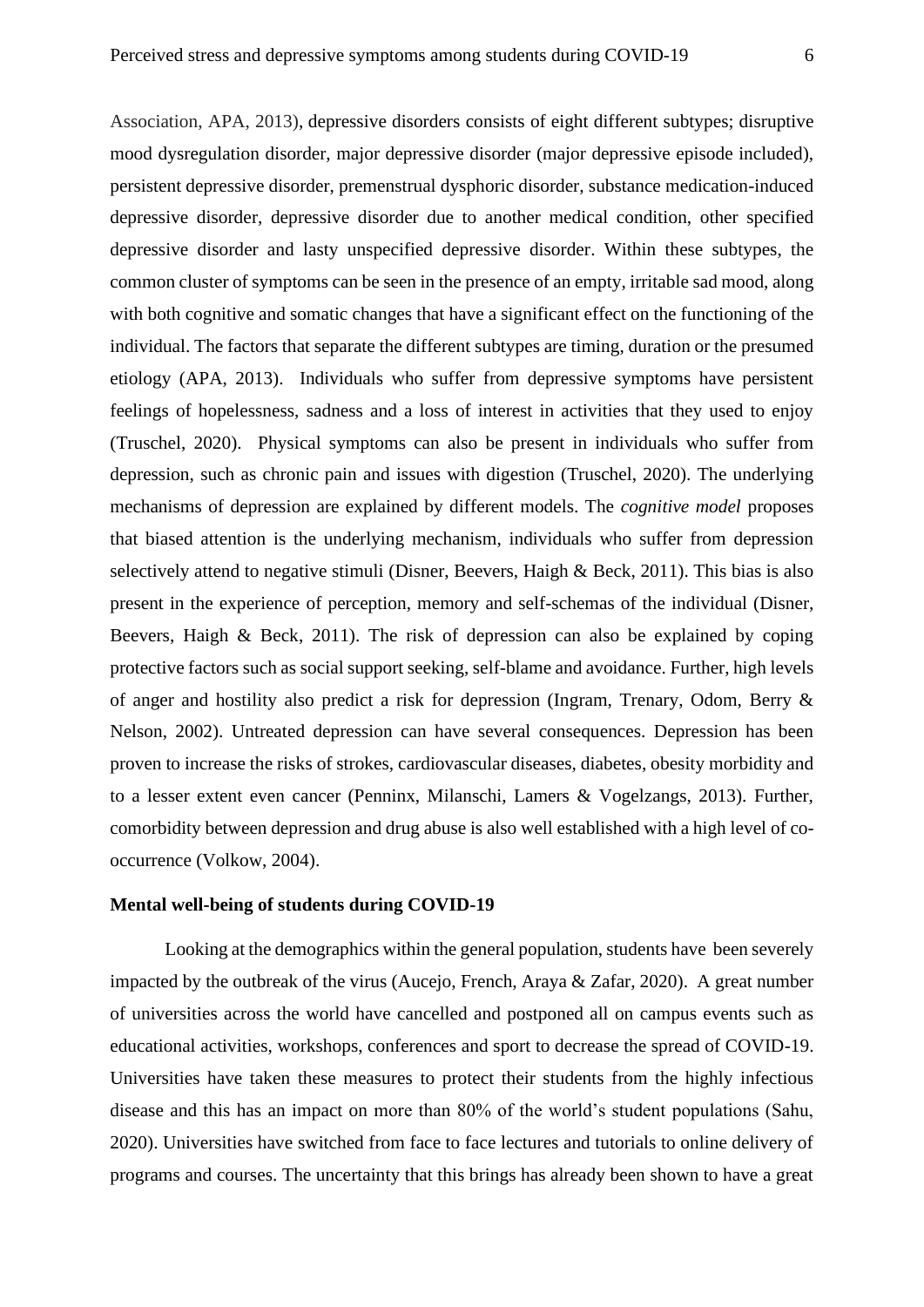Association, APA, 2013), depressive disorders consists of eight different subtypes; disruptive mood dysregulation disorder, major depressive disorder (major depressive episode included), persistent depressive disorder, premenstrual dysphoric disorder, substance medication-induced depressive disorder, depressive disorder due to another medical condition, other specified depressive disorder and lasty unspecified depressive disorder. Within these subtypes, the common cluster of symptoms can be seen in the presence of an empty, irritable sad mood, along with both cognitive and somatic changes that have a significant effect on the functioning of the individual. The factors that separate the different subtypes are timing, duration or the presumed etiology (APA, 2013). Individuals who suffer from depressive symptoms have persistent feelings of hopelessness, sadness and a loss of interest in activities that they used to enjoy (Truschel, 2020). Physical symptoms can also be present in individuals who suffer from depression, such as chronic pain and issues with digestion (Truschel, 2020). The underlying mechanisms of depression are explained by different models. The *cognitive model* proposes that biased attention is the underlying mechanism, individuals who suffer from depression selectively attend to negative stimuli (Disner, Beevers, Haigh & Beck, 2011). This bias is also present in the experience of perception, memory and self-schemas of the individual (Disner, Beevers, Haigh & Beck, 2011). The risk of depression can also be explained by coping protective factors such as social support seeking, self-blame and avoidance. Further, high levels of anger and hostility also predict a risk for depression (Ingram, Trenary, Odom, Berry & Nelson, 2002). Untreated depression can have several consequences. Depression has been proven to increase the risks of strokes, cardiovascular diseases, diabetes, obesity morbidity and to a lesser extent even cancer (Penninx, Milanschi, Lamers & Vogelzangs, 2013). Further, comorbidity between depression and drug abuse is also well established with a high level of co-occurrence (Volkow, 2004).

**Mental well-being of students during COVID-19**

Looking at the demographics within the general population, students have been severely impacted by the outbreak of the virus (Aucejo, French, Araya & Zafar, 2020). A great number of universities across the world have cancelled and postponed all on campus events such as educational activities, workshops, conferences and sport to decrease the spread of COVID-19. Universities have taken these measures to protect their students from the highly infectious disease and this has an impact on more than 80% of the world's student populations (Sahu, 2020). Universities have switched from face to face lectures and tutorials to online delivery of programs and courses. The uncertainty that this brings has already been shown to have a great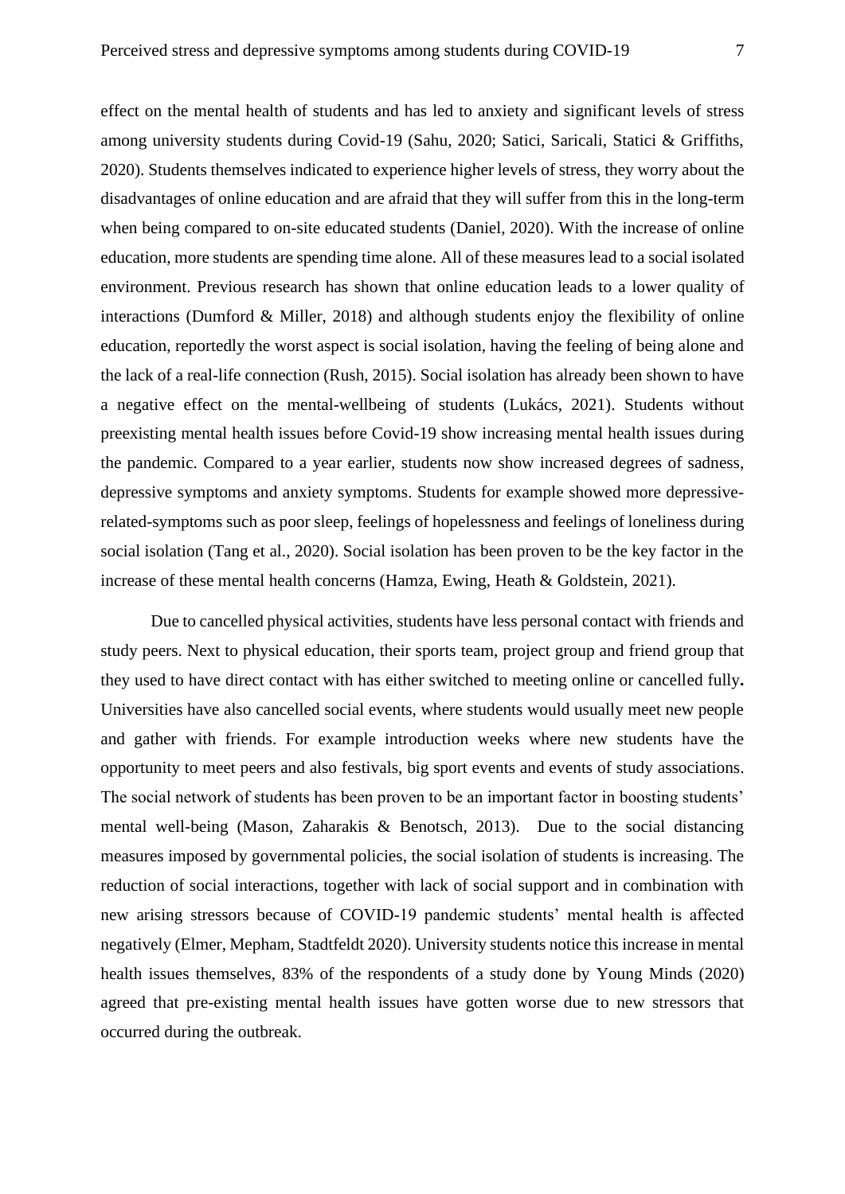effect on the mental health of students and has led to anxiety and significant levels of stress among university students during Covid-19 (Sahu, 2020; Satici, Saricali, Statici & Griffiths, 2020). Students themselves indicated to experience higher levels of stress, they worry about the disadvantages of online education and are afraid that they will suffer from this in the long-term when being compared to on-site educated students (Daniel, 2020). With the increase of online education, more students are spending time alone. All of these measures lead to a social isolated environment. Previous research has shown that online education leads to a lower quality of interactions (Dumford & Miller, 2018) and although students enjoy the flexibility of online education, reportedly the worst aspect is social isolation, having the feeling of being alone and the lack of a real-life connection (Rush, 2015). Social isolation has already been shown to have a negative effect on the mental-wellbeing of students (Lukács, 2021). Students without preexisting mental health issues before Covid-19 show increasing mental health issues during the pandemic. Compared to a year earlier, students now show increased degrees of sadness, depressive symptoms and anxiety symptoms. Students for example showed more depressive-related-symptoms such as poor sleep, feelings of hopelessness and feelings of loneliness during social isolation (Tang et al., 2020). Social isolation has been proven to be the key factor in the increase of these mental health concerns (Hamza, Ewing, Heath & Goldstein, 2021).

Due to cancelled physical activities, students have less personal contact with friends and study peers. Next to physical education, their sports team, project group and friend group that they used to have direct contact with has either switched to meeting online or cancelled fully**.** Universities have also cancelled social events, where students would usually meet new people and gather with friends. For example introduction weeks where new students have the opportunity to meet peers and also festivals, big sport events and events of study associations. The social network of students has been proven to be an important factor in boosting students' mental well-being (Mason, Zaharakis & Benotsch, 2013). Due to the social distancing measures imposed by governmental policies, the social isolation of students is increasing. The reduction of social interactions, together with lack of social support and in combination with new arising stressors because of COVID-19 pandemic students' mental health is affected negatively (Elmer, Mepham, Stadtfeldt 2020). University students notice this increase in mental health issues themselves, 83% of the respondents of a study done by Young Minds (2020) agreed that pre-existing mental health issues have gotten worse due to new stressors that occurred during the outbreak.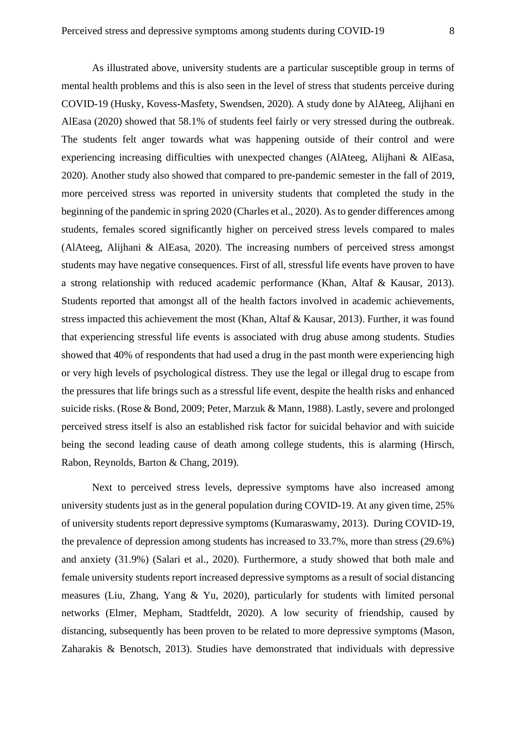As illustrated above, university students are a particular susceptible group in terms of mental health problems and this is also seen in the level of stress that students perceive during COVID-19 (Husky, Kovess-Masfety, Swendsen, 2020). A study done by AlAteeg, Alijhani en AlEasa (2020) showed that 58.1% of students feel fairly or very stressed during the outbreak. The students felt anger towards what was happening outside of their control and were experiencing increasing difficulties with unexpected changes (AlAteeg, Alijhani & AlEasa, 2020). Another study also showed that compared to pre-pandemic semester in the fall of 2019, more perceived stress was reported in university students that completed the study in the beginning of the pandemic in spring 2020 (Charles et al., 2020). As to gender differences among students, females scored significantly higher on perceived stress levels compared to males (AlAteeg, Alijhani & AlEasa, 2020). The increasing numbers of perceived stress amongst students may have negative consequences. First of all, stressful life events have proven to have a strong relationship with reduced academic performance (Khan, Altaf & Kausar, 2013). Students reported that amongst all of the health factors involved in academic achievements, stress impacted this achievement the most (Khan, Altaf & Kausar, 2013). Further, it was found that experiencing stressful life events is associated with drug abuse among students. Studies showed that 40% of respondents that had used a drug in the past month were experiencing high or very high levels of psychological distress. They use the legal or illegal drug to escape from the pressures that life brings such as a stressful life event, despite the health risks and enhanced suicide risks. (Rose & Bond, 2009; Peter, Marzuk & Mann, 1988). Lastly, severe and prolonged perceived stress itself is also an established risk factor for suicidal behavior and with suicide being the second leading cause of death among college students, this is alarming (Hirsch, Rabon, Reynolds, Barton & Chang, 2019).

Next to perceived stress levels, depressive symptoms have also increased among university students just as in the general population during COVID-19. At any given time, 25% of university students report depressive symptoms (Kumaraswamy, 2013). During COVID-19, the prevalence of depression among students has increased to 33.7%, more than stress (29.6%) and anxiety (31.9%) (Salari et al., 2020). Furthermore, a study showed that both male and female university students report increased depressive symptoms as a result of social distancing measures (Liu, Zhang, Yang & Yu, 2020), particularly for students with limited personal networks (Elmer, Mepham, Stadtfeldt, 2020). A low security of friendship, caused by distancing, subsequently has been proven to be related to more depressive symptoms (Mason, Zaharakis & Benotsch, 2013). Studies have demonstrated that individuals with depressive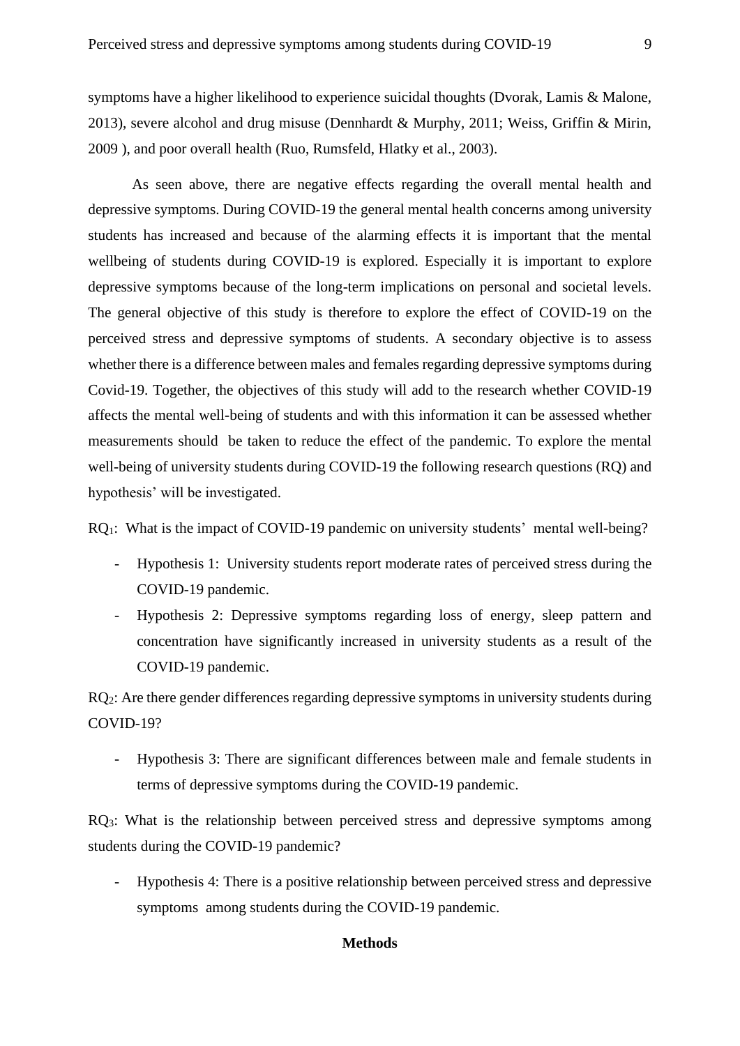symptoms have a higher likelihood to experience suicidal thoughts (Dvorak, Lamis & Malone, 2013), severe alcohol and drug misuse (Dennhardt & Murphy, 2011; Weiss, Griffin & Mirin, 2009 ), and poor overall health (Ruo, Rumsfeld, Hlatky et al., 2003).

As seen above, there are negative effects regarding the overall mental health and depressive symptoms. During COVID-19 the general mental health concerns among university students has increased and because of the alarming effects it is important that the mental wellbeing of students during COVID-19 is explored. Especially it is important to explore depressive symptoms because of the long-term implications on personal and societal levels. The general objective of this study is therefore to explore the effect of COVID-19 on the perceived stress and depressive symptoms of students. A secondary objective is to assess whether there is a difference between males and females regarding depressive symptoms during Covid-19. Together, the objectives of this study will add to the research whether COVID-19 affects the mental well-being of students and with this information it can be assessed whether measurements should be taken to reduce the effect of the pandemic. To explore the mental well-being of university students during COVID-19 the following research questions (RQ) and hypothesis' will be investigated.

$RQ_1$: What is the impact of COVID-19 pandemic on university students' mental well-being?

- Hypothesis 1: University students report moderate rates of perceived stress during the COVID-19 pandemic.
- Hypothesis 2: Depressive symptoms regarding loss of energy, sleep pattern and concentration have significantly increased in university students as a result of the COVID-19 pandemic.

$RQ_2$: Are there gender differences regarding depressive symptoms in university students during COVID-19?

- Hypothesis 3: There are significant differences between male and female students in terms of depressive symptoms during the COVID-19 pandemic.

$RQ_3$: What is the relationship between perceived stress and depressive symptoms among students during the COVID-19 pandemic?

- Hypothesis 4: There is a positive relationship between perceived stress and depressive symptoms among students during the COVID-19 pandemic.

## Methods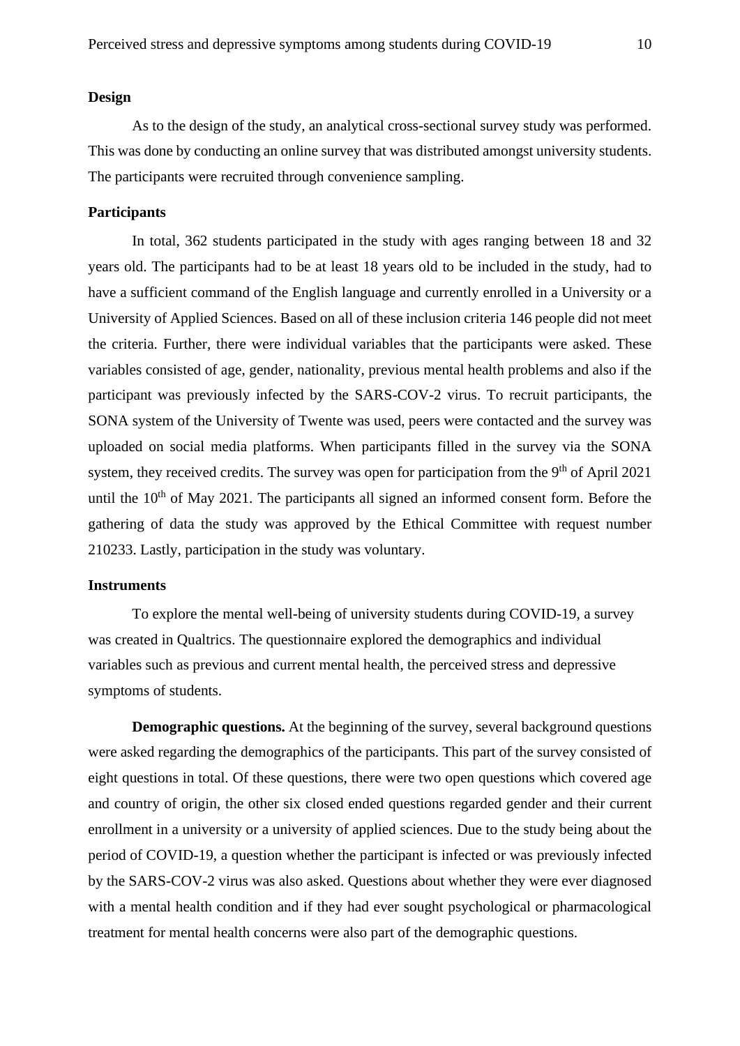## Design

As to the design of the study, an analytical cross-sectional survey study was performed. This was done by conducting an online survey that was distributed amongst university students. The participants were recruited through convenience sampling.

## Participants

In total, 362 students participated in the study with ages ranging between 18 and 32 years old. The participants had to be at least 18 years old to be included in the study, had to have a sufficient command of the English language and currently enrolled in a University or a University of Applied Sciences. Based on all of these inclusion criteria 146 people did not meet the criteria. Further, there were individual variables that the participants were asked. These variables consisted of age, gender, nationality, previous mental health problems and also if the participant was previously infected by the SARS-COV-2 virus. To recruit participants, the SONA system of the University of Twente was used, peers were contacted and the survey was uploaded on social media platforms. When participants filled in the survey via the SONA system, they received credits. The survey was open for participation from the 9th of April 2021 until the 10th of May 2021. The participants all signed an informed consent form. Before the gathering of data the study was approved by the Ethical Committee with request number 210233. Lastly, participation in the study was voluntary.

## Instruments

To explore the mental well-being of university students during COVID-19, a survey was created in Qualtrics. The questionnaire explored the demographics and individual variables such as previous and current mental health, the perceived stress and depressive symptoms of students.

**Demographic questions.** At the beginning of the survey, several background questions were asked regarding the demographics of the participants. This part of the survey consisted of eight questions in total. Of these questions, there were two open questions which covered age and country of origin, the other six closed ended questions regarded gender and their current enrollment in a university or a university of applied sciences. Due to the study being about the period of COVID-19, a question whether the participant is infected or was previously infected by the SARS-COV-2 virus was also asked. Questions about whether they were ever diagnosed with a mental health condition and if they had ever sought psychological or pharmacological treatment for mental health concerns were also part of the demographic questions.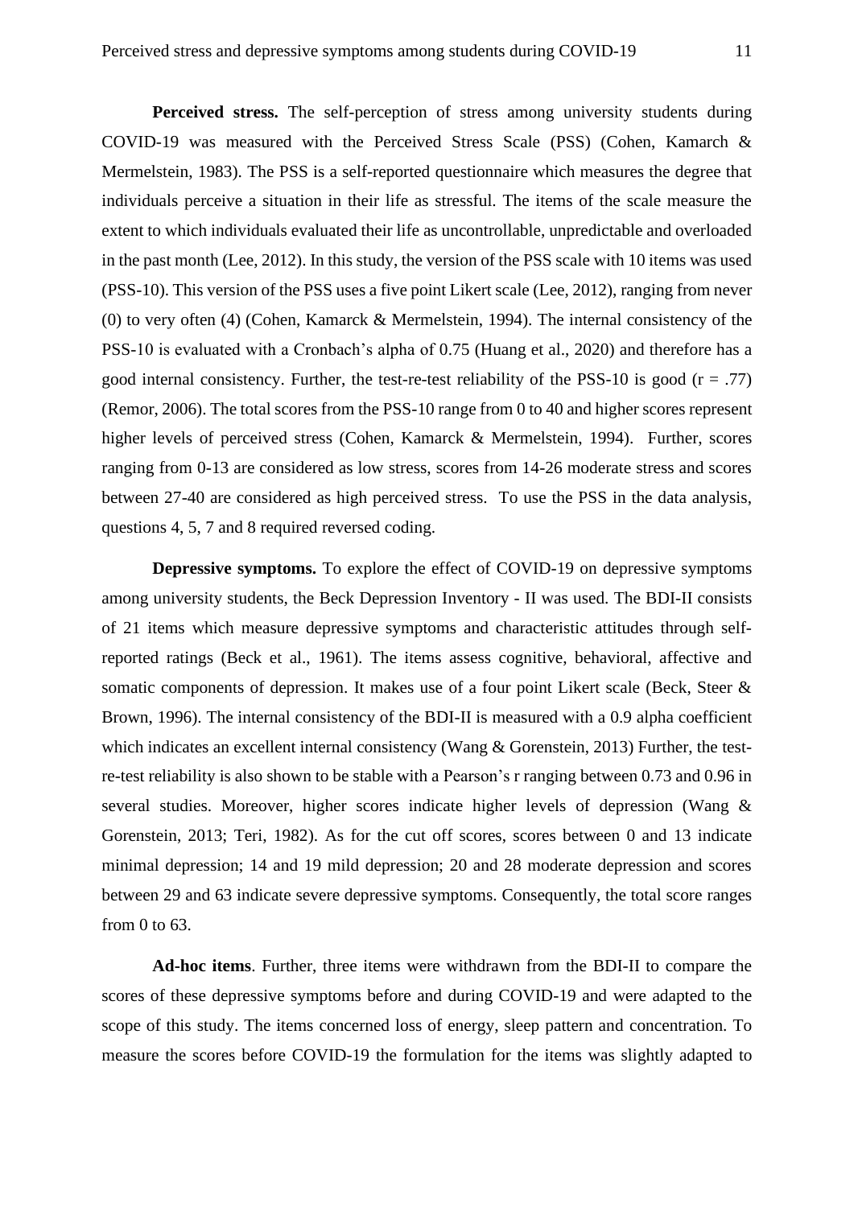**Perceived stress.** The self-perception of stress among university students during COVID-19 was measured with the Perceived Stress Scale (PSS) (Cohen, Kamarch & Mermelstein, 1983). The PSS is a self-reported questionnaire which measures the degree that individuals perceive a situation in their life as stressful. The items of the scale measure the extent to which individuals evaluated their life as uncontrollable, unpredictable and overloaded in the past month (Lee, 2012). In this study, the version of the PSS scale with 10 items was used (PSS-10). This version of the PSS uses a five point Likert scale (Lee, 2012), ranging from never (0) to very often (4) (Cohen, Kamarck & Mermelstein, 1994). The internal consistency of the PSS-10 is evaluated with a Cronbach's alpha of 0.75 (Huang et al., 2020) and therefore has a good internal consistency. Further, the test-re-test reliability of the PSS-10 is good ($r = .77$) (Remor, 2006). The total scores from the PSS-10 range from 0 to 40 and higher scores represent higher levels of perceived stress (Cohen, Kamarck & Mermelstein, 1994). Further, scores ranging from 0-13 are considered as low stress, scores from 14-26 moderate stress and scores between 27-40 are considered as high perceived stress. To use the PSS in the data analysis, questions 4, 5, 7 and 8 required reversed coding.

**Depressive symptoms.** To explore the effect of COVID-19 on depressive symptoms among university students, the Beck Depression Inventory - II was used. The BDI-II consists of 21 items which measure depressive symptoms and characteristic attitudes through self-reported ratings (Beck et al., 1961). The items assess cognitive, behavioral, affective and somatic components of depression. It makes use of a four point Likert scale (Beck, Steer & Brown, 1996). The internal consistency of the BDI-II is measured with a 0.9 alpha coefficient which indicates an excellent internal consistency (Wang & Gorenstein, 2013) Further, the test-re-test reliability is also shown to be stable with a Pearson's r ranging between 0.73 and 0.96 in several studies. Moreover, higher scores indicate higher levels of depression (Wang & Gorenstein, 2013; Teri, 1982). As for the cut off scores, scores between 0 and 13 indicate minimal depression; 14 and 19 mild depression; 20 and 28 moderate depression and scores between 29 and 63 indicate severe depressive symptoms. Consequently, the total score ranges from 0 to 63.

**Ad-hoc items**. Further, three items were withdrawn from the BDI-II to compare the scores of these depressive symptoms before and during COVID-19 and were adapted to the scope of this study. The items concerned loss of energy, sleep pattern and concentration. To measure the scores before COVID-19 the formulation for the items was slightly adapted to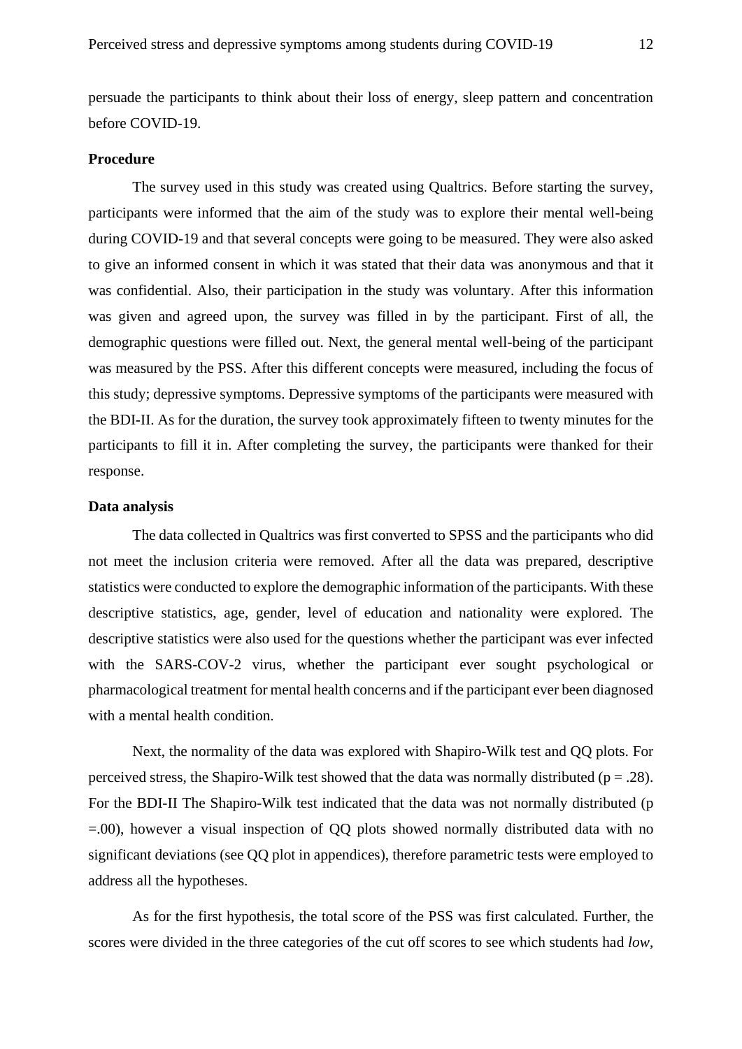persuade the participants to think about their loss of energy, sleep pattern and concentration before COVID-19.

**Procedure**

The survey used in this study was created using Qualtrics. Before starting the survey, participants were informed that the aim of the study was to explore their mental well-being during COVID-19 and that several concepts were going to be measured. They were also asked to give an informed consent in which it was stated that their data was anonymous and that it was confidential. Also, their participation in the study was voluntary. After this information was given and agreed upon, the survey was filled in by the participant. First of all, the demographic questions were filled out. Next, the general mental well-being of the participant was measured by the PSS. After this different concepts were measured, including the focus of this study; depressive symptoms. Depressive symptoms of the participants were measured with the BDI-II. As for the duration, the survey took approximately fifteen to twenty minutes for the participants to fill it in. After completing the survey, the participants were thanked for their response.

**Data analysis**

The data collected in Qualtrics was first converted to SPSS and the participants who did not meet the inclusion criteria were removed. After all the data was prepared, descriptive statistics were conducted to explore the demographic information of the participants. With these descriptive statistics, age, gender, level of education and nationality were explored. The descriptive statistics were also used for the questions whether the participant was ever infected with the SARS-COV-2 virus, whether the participant ever sought psychological or pharmacological treatment for mental health concerns and if the participant ever been diagnosed with a mental health condition.

Next, the normality of the data was explored with Shapiro-Wilk test and QQ plots. For perceived stress, the Shapiro-Wilk test showed that the data was normally distributed ($p = .28$). For the BDI-II The Shapiro-Wilk test indicated that the data was not normally distributed ($p = .00$), however a visual inspection of QQ plots showed normally distributed data with no significant deviations (see QQ plot in appendices), therefore parametric tests were employed to address all the hypotheses.

As for the first hypothesis, the total score of the PSS was first calculated. Further, the scores were divided in the three categories of the cut off scores to see which students had *low*,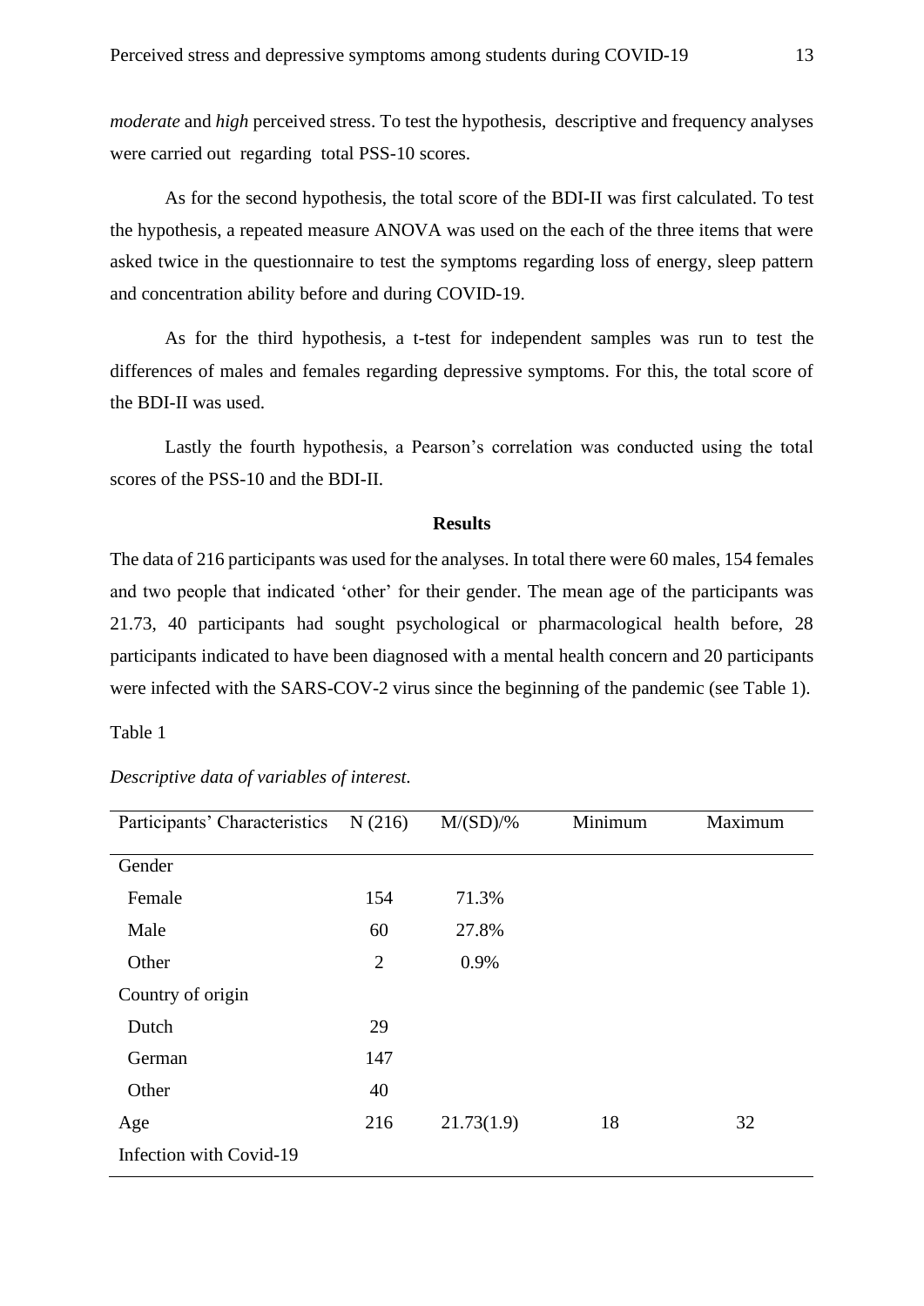*moderate* and *high* perceived stress. To test the hypothesis, descriptive and frequency analyses were carried out regarding total PSS-10 scores.

As for the second hypothesis, the total score of the BDI-II was first calculated. To test the hypothesis, a repeated measure ANOVA was used on the each of the three items that were asked twice in the questionnaire to test the symptoms regarding loss of energy, sleep pattern and concentration ability before and during COVID-19.

As for the third hypothesis, a t-test for independent samples was run to test the differences of males and females regarding depressive symptoms. For this, the total score of the BDI-II was used.

Lastly the fourth hypothesis, a Pearson's correlation was conducted using the total scores of the PSS-10 and the BDI-II.

## Results

The data of 216 participants was used for the analyses. In total there were 60 males, 154 females and two people that indicated 'other' for their gender. The mean age of the participants was 21.73, 40 participants had sought psychological or pharmacological health before, 28 participants indicated to have been diagnosed with a mental health concern and 20 participants were infected with the SARS-COV-2 virus since the beginning of the pandemic (see Table 1).

Table 1

*Descriptive data of variables of interest.*

| Participants' Characteristics | N (216) | M/(SD)/% | Minimum | Maximum |
|---|---|---|---|---|
| Gender | | | | |
| Female | 154 | 71.3% | | |
| Male | 60 | 27.8% | | |
| Other | 2 | 0.9% | | |
| Country of origin | | | | |
| Dutch | 29 | | | |
| German | 147 | | | |
| Other | 40 | | | |
| Age | 216 | 21.73(1.9) | 18 | 32 |
| Infection with Covid-19 | | | | |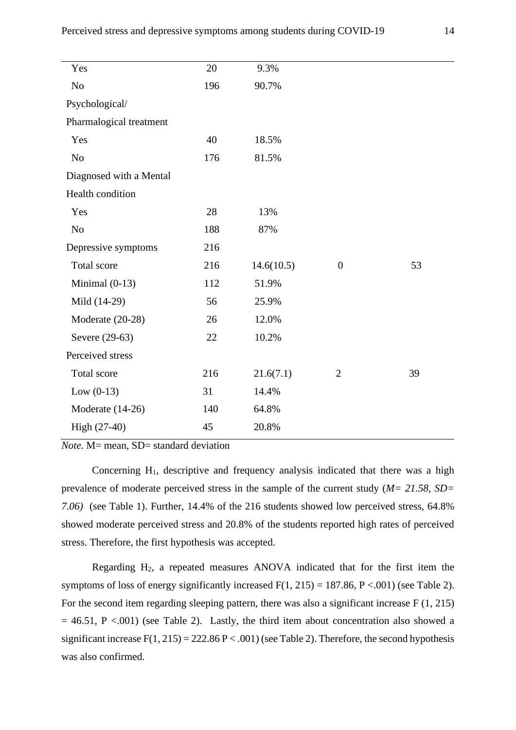| | | | | |
|---|---|---|---|---|
| Yes | 20 | 9.3% | | |
| No | 196 | 90.7% | | |
| Psychological/ Pharmalogical treatment | | | | |
| Yes | 40 | 18.5% | | |
| No | 176 | 81.5% | | |
| Diagnosed with a Mental Health condition | | | | |
| Yes | 28 | 13% | | |
| No | 188 | 87% | | |
| Depressive symptoms | 216 | | | |
| Total score | 216 | 14.6(10.5) | 0 | 53 |
| Minimal (0-13) | 112 | 51.9% | | |
| Mild (14-29) | 56 | 25.9% | | |
| Moderate (20-28) | 26 | 12.0% | | |
| Severe (29-63) | 22 | 10.2% | | |
| Perceived stress | | | | |
| Total score | 216 | 21.6(7.1) | 2 | 39 |
| Low (0-13) | 31 | 14.4% | | |
| Moderate (14-26) | 140 | 64.8% | | |
| High (27-40) | 45 | 20.8% | | |

*Note.* M= mean, SD= standard deviation

Concerning $H_1$, descriptive and frequency analysis indicated that there was a high prevalence of moderate perceived stress in the sample of the current study (*M= 21.58, SD= 7.06)* (see Table 1). Further, 14.4% of the 216 students showed low perceived stress, 64.8% showed moderate perceived stress and 20.8% of the students reported high rates of perceived stress. Therefore, the first hypothesis was accepted.

Regarding $H_2$, a repeated measures ANOVA indicated that for the first item the symptoms of loss of energy significantly increased $F(1, 215) = 187.86$, $P < .001$) (see Table 2). For the second item regarding sleeping pattern, there was also a significant increase $F(1, 215) = 46.51$, $P < .001$) (see Table 2). Lastly, the third item about concentration also showed a significant increase $F(1, 215) = 222.86$ $P < .001$) (see Table 2). Therefore, the second hypothesis was also confirmed.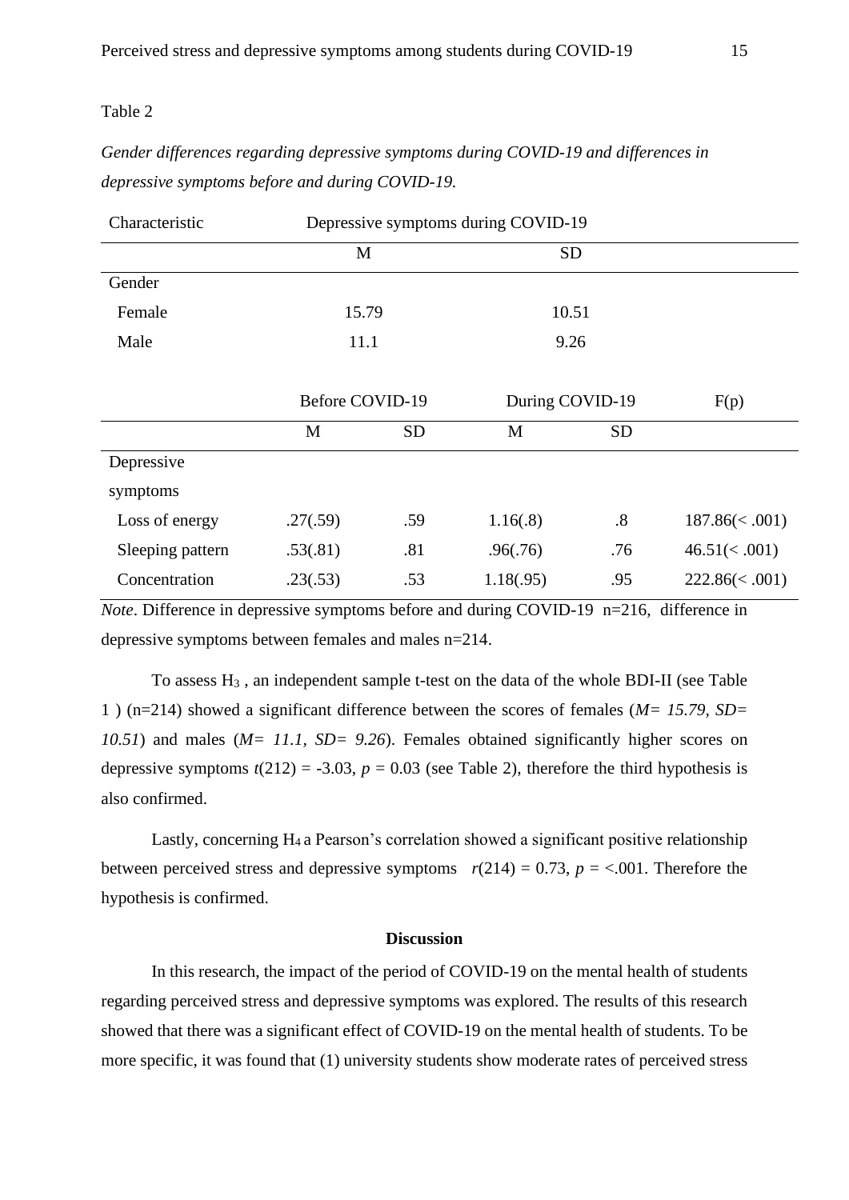Table 2

*Gender differences regarding depressive symptoms during COVID-19 and differences in depressive symptoms before and during COVID-19.*

| Characteristic | Depressive symptoms during COVID-19 | | | | |
|---|---|---|---|---|---|
| | M | | SD | | |
| Gender | | | | | |
| Female | 15.79 | | 10.51 | | |
| Male | 11.1 | | 9.26 | | |
| | Before COVID-19 | | During COVID-19 | | F(p) |
| | M | SD | M | SD | |
| Depressive symptoms | | | | | |
| Loss of energy | .27(.59) | .59 | 1.16(.8) | .8 | 187.86(< .001) |
| Sleeping pattern | .53(.81) | .81 | .96(.76) | .76 | 46.51(< .001) |
| Concentration | .23(.53) | .53 | 1.18(.95) | .95 | 222.86(< .001) |

*Note*. Difference in depressive symptoms before and during COVID-19 n=216, difference in depressive symptoms between females and males n=214.

To assess $H_3$ , an independent sample t-test on the data of the whole BDI-II (see Table 1 ) (n=214) showed a significant difference between the scores of females (*M= 15.79, SD= 10.51*) and males (*M= 11.1, SD= 9.26*). Females obtained significantly higher scores on depressive symptoms $t(212) = -3.03$, $p = 0.03$ (see Table 2), therefore the third hypothesis is also confirmed.

Lastly, concerning $H_4$ a Pearson's correlation showed a significant positive relationship between perceived stress and depressive symptoms $r(214) = 0.73$, $p = <.001$. Therefore the hypothesis is confirmed.

## Discussion

In this research, the impact of the period of COVID-19 on the mental health of students regarding perceived stress and depressive symptoms was explored. The results of this research showed that there was a significant effect of COVID-19 on the mental health of students. To be more specific, it was found that (1) university students show moderate rates of perceived stress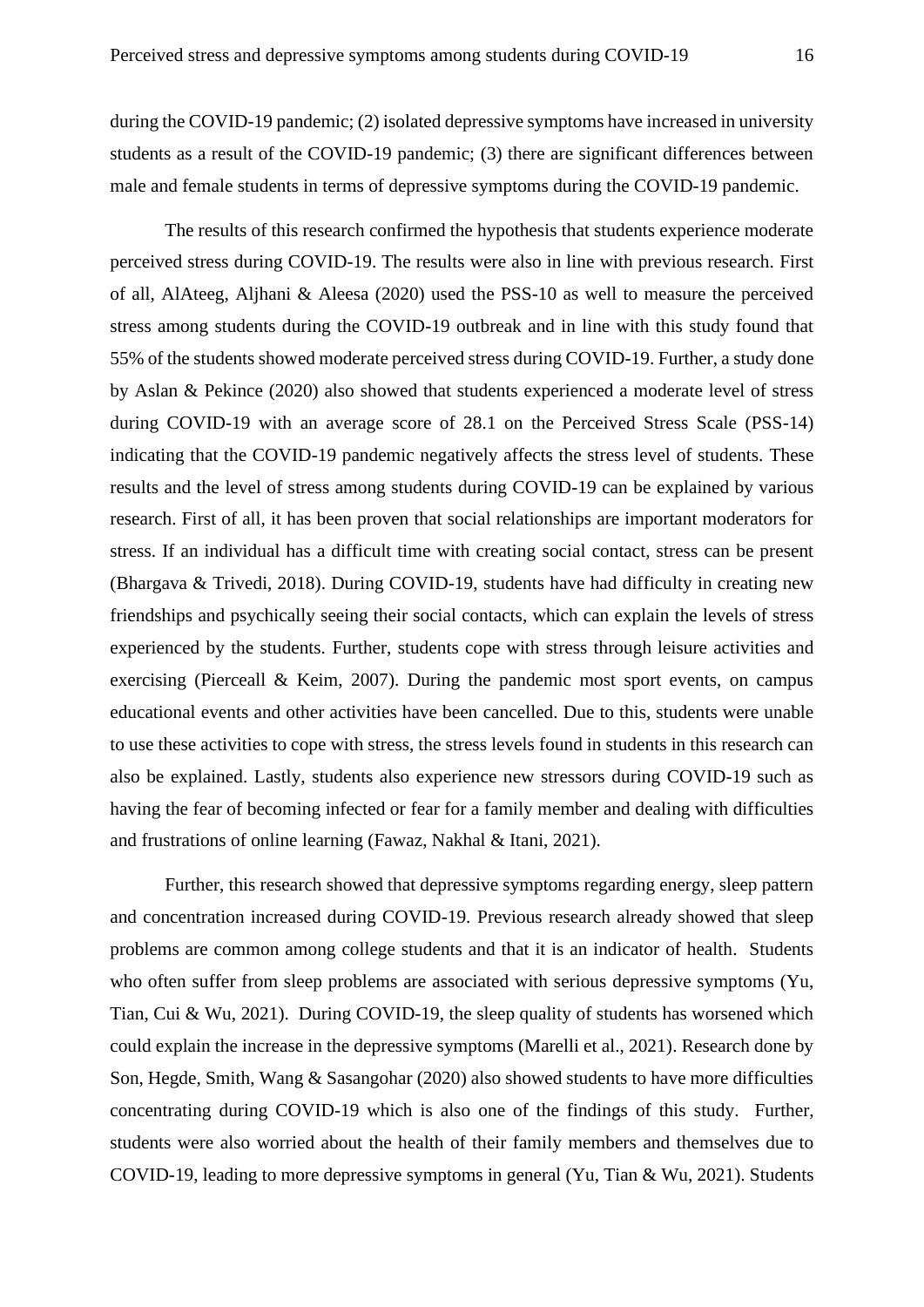during the COVID-19 pandemic; (2) isolated depressive symptoms have increased in university students as a result of the COVID-19 pandemic; (3) there are significant differences between male and female students in terms of depressive symptoms during the COVID-19 pandemic.

The results of this research confirmed the hypothesis that students experience moderate perceived stress during COVID-19. The results were also in line with previous research. First of all, AlAteeg, Aljhani & Aleesa (2020) used the PSS-10 as well to measure the perceived stress among students during the COVID-19 outbreak and in line with this study found that 55% of the students showed moderate perceived stress during COVID-19. Further, a study done by Aslan & Pekince (2020) also showed that students experienced a moderate level of stress during COVID-19 with an average score of 28.1 on the Perceived Stress Scale (PSS-14) indicating that the COVID-19 pandemic negatively affects the stress level of students. These results and the level of stress among students during COVID-19 can be explained by various research. First of all, it has been proven that social relationships are important moderators for stress. If an individual has a difficult time with creating social contact, stress can be present (Bhargava & Trivedi, 2018). During COVID-19, students have had difficulty in creating new friendships and psychically seeing their social contacts, which can explain the levels of stress experienced by the students. Further, students cope with stress through leisure activities and exercising (Pierceall & Keim, 2007). During the pandemic most sport events, on campus educational events and other activities have been cancelled. Due to this, students were unable to use these activities to cope with stress, the stress levels found in students in this research can also be explained. Lastly, students also experience new stressors during COVID-19 such as having the fear of becoming infected or fear for a family member and dealing with difficulties and frustrations of online learning (Fawaz, Nakhal & Itani, 2021).

Further, this research showed that depressive symptoms regarding energy, sleep pattern and concentration increased during COVID-19. Previous research already showed that sleep problems are common among college students and that it is an indicator of health. Students who often suffer from sleep problems are associated with serious depressive symptoms (Yu, Tian, Cui & Wu, 2021). During COVID-19, the sleep quality of students has worsened which could explain the increase in the depressive symptoms (Marelli et al., 2021). Research done by Son, Hegde, Smith, Wang & Sasangohar (2020) also showed students to have more difficulties concentrating during COVID-19 which is also one of the findings of this study. Further, students were also worried about the health of their family members and themselves due to COVID-19, leading to more depressive symptoms in general (Yu, Tian & Wu, 2021). Students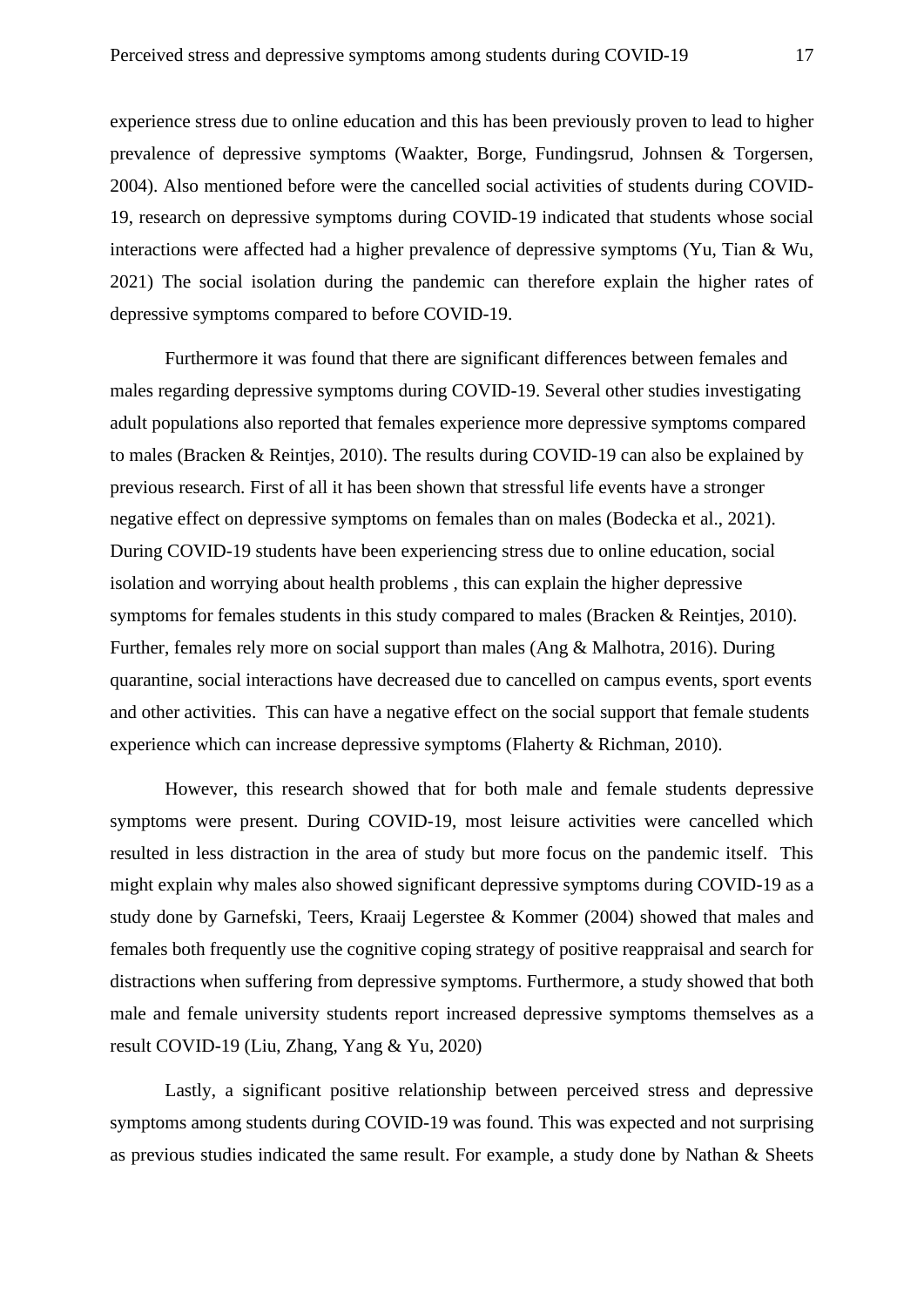experience stress due to online education and this has been previously proven to lead to higher prevalence of depressive symptoms (Waakter, Borge, Fundingsrud, Johnsen & Torgersen, 2004). Also mentioned before were the cancelled social activities of students during COVID-19, research on depressive symptoms during COVID-19 indicated that students whose social interactions were affected had a higher prevalence of depressive symptoms (Yu, Tian & Wu, 2021) The social isolation during the pandemic can therefore explain the higher rates of depressive symptoms compared to before COVID-19.

Furthermore it was found that there are significant differences between females and males regarding depressive symptoms during COVID-19. Several other studies investigating adult populations also reported that females experience more depressive symptoms compared to males (Bracken & Reintjes, 2010). The results during COVID-19 can also be explained by previous research. First of all it has been shown that stressful life events have a stronger negative effect on depressive symptoms on females than on males (Bodecka et al., 2021). During COVID-19 students have been experiencing stress due to online education, social isolation and worrying about health problems , this can explain the higher depressive symptoms for females students in this study compared to males (Bracken & Reintjes, 2010). Further, females rely more on social support than males (Ang & Malhotra, 2016). During quarantine, social interactions have decreased due to cancelled on campus events, sport events and other activities. This can have a negative effect on the social support that female students experience which can increase depressive symptoms (Flaherty & Richman, 2010).

However, this research showed that for both male and female students depressive symptoms were present. During COVID-19, most leisure activities were cancelled which resulted in less distraction in the area of study but more focus on the pandemic itself. This might explain why males also showed significant depressive symptoms during COVID-19 as a study done by Garnefski, Teers, Kraaij Legerstee & Kommer (2004) showed that males and females both frequently use the cognitive coping strategy of positive reappraisal and search for distractions when suffering from depressive symptoms. Furthermore, a study showed that both male and female university students report increased depressive symptoms themselves as a result COVID-19 (Liu, Zhang, Yang & Yu, 2020)

Lastly, a significant positive relationship between perceived stress and depressive symptoms among students during COVID-19 was found. This was expected and not surprising as previous studies indicated the same result. For example, a study done by Nathan & Sheets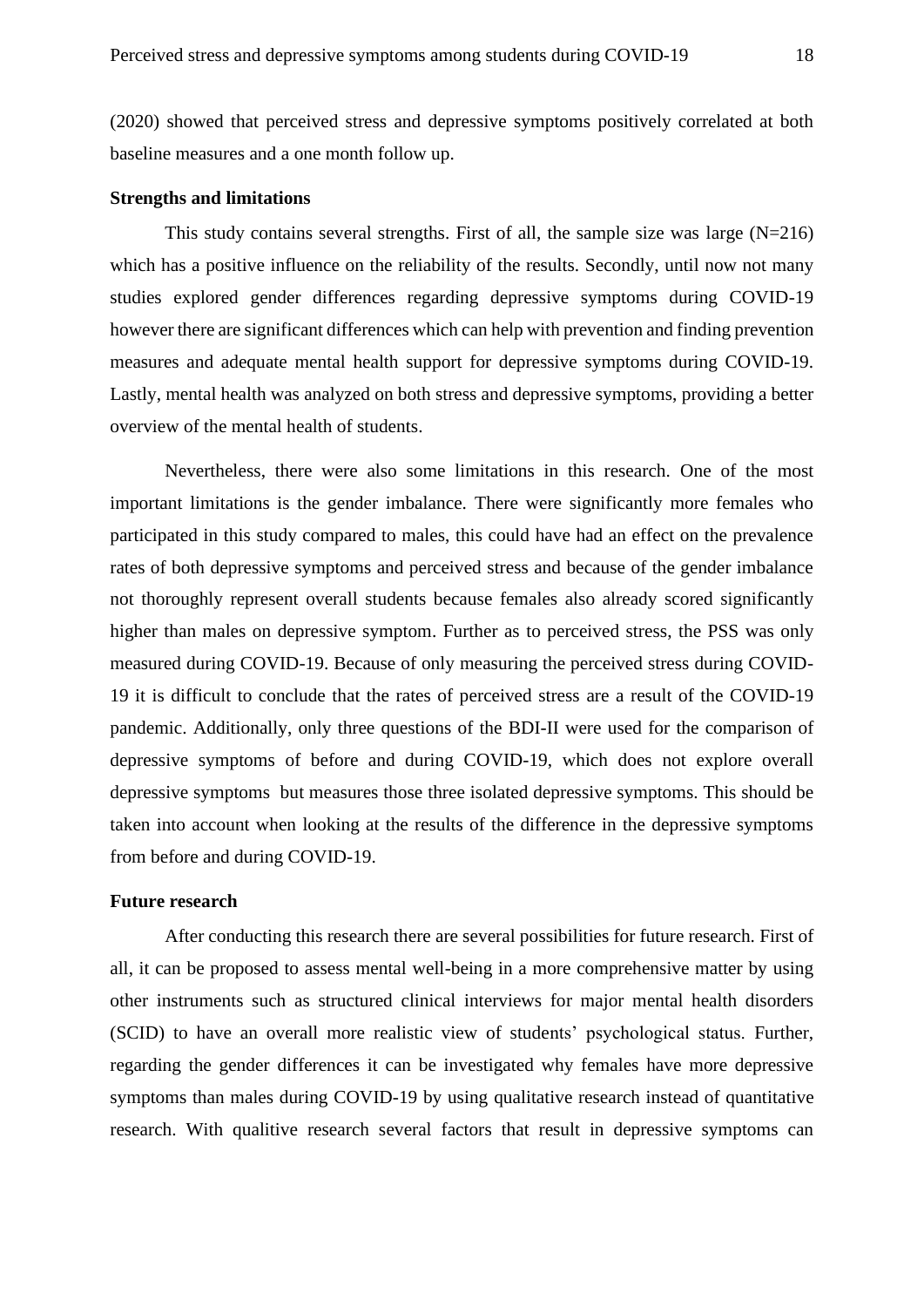(2020) showed that perceived stress and depressive symptoms positively correlated at both baseline measures and a one month follow up.

**Strengths and limitations**

This study contains several strengths. First of all, the sample size was large (N=216) which has a positive influence on the reliability of the results. Secondly, until now not many studies explored gender differences regarding depressive symptoms during COVID-19 however there are significant differences which can help with prevention and finding prevention measures and adequate mental health support for depressive symptoms during COVID-19. Lastly, mental health was analyzed on both stress and depressive symptoms, providing a better overview of the mental health of students.

Nevertheless, there were also some limitations in this research. One of the most important limitations is the gender imbalance. There were significantly more females who participated in this study compared to males, this could have had an effect on the prevalence rates of both depressive symptoms and perceived stress and because of the gender imbalance not thoroughly represent overall students because females also already scored significantly higher than males on depressive symptom. Further as to perceived stress, the PSS was only measured during COVID-19. Because of only measuring the perceived stress during COVID-19 it is difficult to conclude that the rates of perceived stress are a result of the COVID-19 pandemic. Additionally, only three questions of the BDI-II were used for the comparison of depressive symptoms of before and during COVID-19, which does not explore overall depressive symptoms but measures those three isolated depressive symptoms. This should be taken into account when looking at the results of the difference in the depressive symptoms from before and during COVID-19.

**Future research**

After conducting this research there are several possibilities for future research. First of all, it can be proposed to assess mental well-being in a more comprehensive matter by using other instruments such as structured clinical interviews for major mental health disorders (SCID) to have an overall more realistic view of students' psychological status. Further, regarding the gender differences it can be investigated why females have more depressive symptoms than males during COVID-19 by using qualitative research instead of quantitative research. With qualitive research several factors that result in depressive symptoms can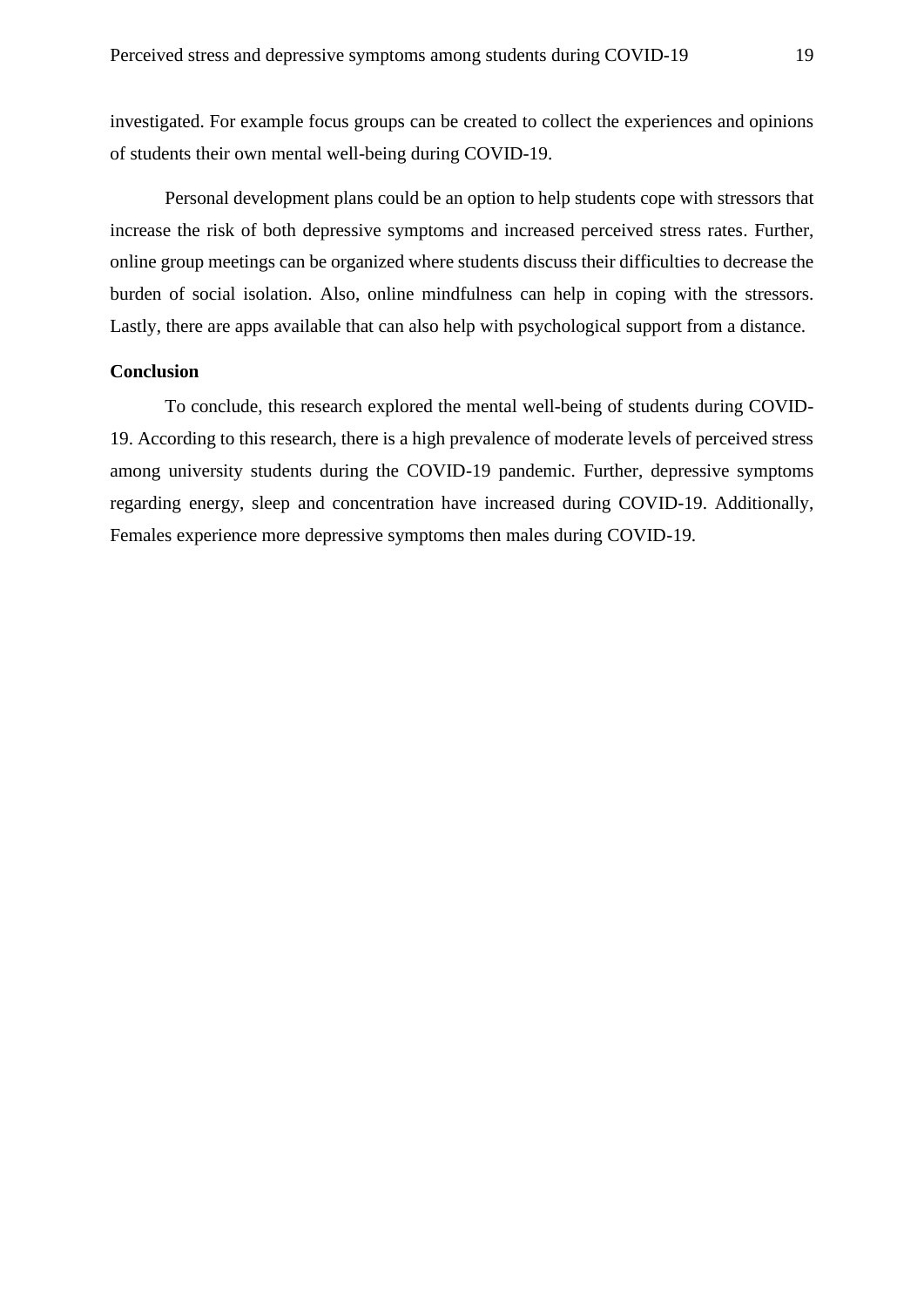investigated. For example focus groups can be created to collect the experiences and opinions of students their own mental well-being during COVID-19.

Personal development plans could be an option to help students cope with stressors that increase the risk of both depressive symptoms and increased perceived stress rates. Further, online group meetings can be organized where students discuss their difficulties to decrease the burden of social isolation. Also, online mindfulness can help in coping with the stressors. Lastly, there are apps available that can also help with psychological support from a distance.

**Conclusion**

To conclude, this research explored the mental well-being of students during COVID-19. According to this research, there is a high prevalence of moderate levels of perceived stress among university students during the COVID-19 pandemic. Further, depressive symptoms regarding energy, sleep and concentration have increased during COVID-19. Additionally, Females experience more depressive symptoms then males during COVID-19.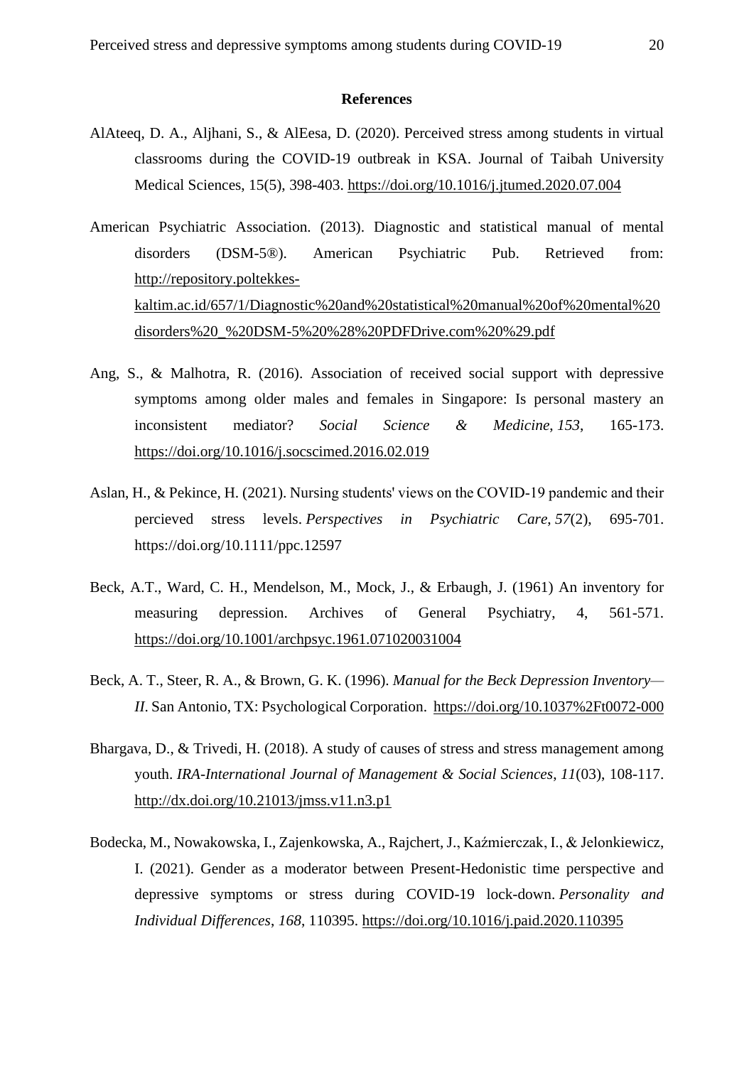**References**

AlAteeq, D. A., Aljhani, S., & AlEesa, D. (2020). Perceived stress among students in virtual classrooms during the COVID-19 outbreak in KSA. Journal of Taibah University Medical Sciences, 15(5), 398-403. https://doi.org/10.1016/j.jtumed.2020.07.004

American Psychiatric Association. (2013). Diagnostic and statistical manual of mental disorders (DSM-5®). American Psychiatric Pub. Retrieved from: http://repository.poltekkes-kaltim.ac.id/657/1/Diagnostic%20and%20statistical%20manual%20of%20mental%20disorders%20_%20DSM-5%20%28%20PDFDrive.com%20%29.pdf

Ang, S., & Malhotra, R. (2016). Association of received social support with depressive symptoms among older males and females in Singapore: Is personal mastery an inconsistent mediator? *Social Science & Medicine*, *153*, 165-173. https://doi.org/10.1016/j.socscimed.2016.02.019

Aslan, H., & Pekince, H. (2021). Nursing students' views on the COVID-19 pandemic and their percieved stress levels. *Perspectives in Psychiatric Care*, *57*(2), 695-701. https://doi.org/10.1111/ppc.12597

Beck, A.T., Ward, C. H., Mendelson, M., Mock, J., & Erbaugh, J. (1961) An inventory for measuring depression. Archives of General Psychiatry, 4, 561-571. https://doi.org/10.1001/archpsyc.1961.071020031004

Beck, A. T., Steer, R. A., & Brown, G. K. (1996). *Manual for the Beck Depression Inventory—II*. San Antonio, TX: Psychological Corporation. https://doi.org/10.1037%2Ft0072-000

Bhargava, D., & Trivedi, H. (2018). A study of causes of stress and stress management among youth. *IRA-International Journal of Management & Social Sciences*, *11*(03), 108-117. http://dx.doi.org/10.21013/jmss.v11.n3.p1

Bodecka, M., Nowakowska, I., Zajenkowska, A., Rajchert, J., Kaźmierczak, I., & Jelonkiewicz, I. (2021). Gender as a moderator between Present-Hedonistic time perspective and depressive symptoms or stress during COVID-19 lock-down. *Personality and Individual Differences*, *168*, 110395. https://doi.org/10.1016/j.paid.2020.110395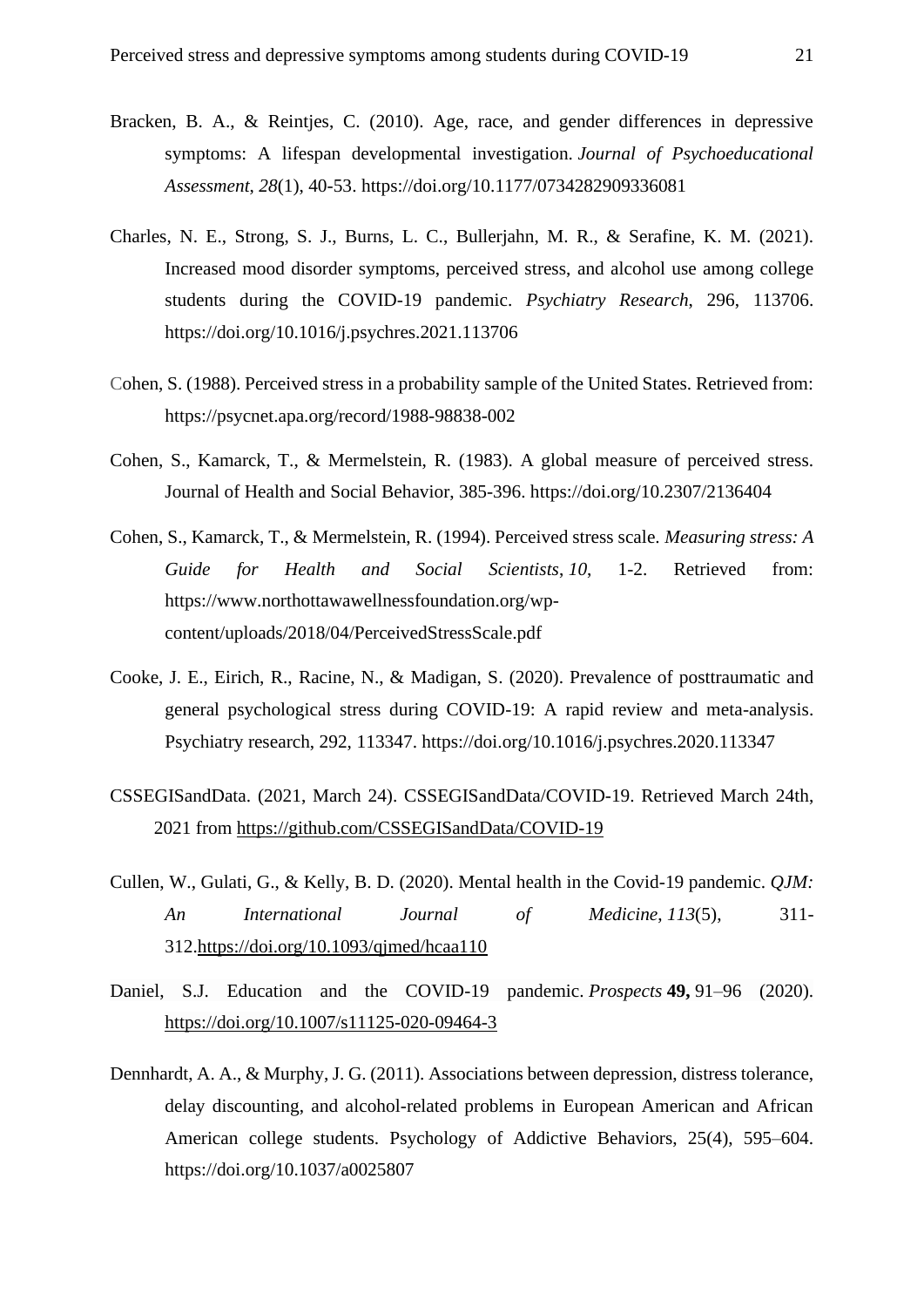Bracken, B. A., & Reintjes, C. (2010). Age, race, and gender differences in depressive symptoms: A lifespan developmental investigation. *Journal of Psychoeducational Assessment*, *28*(1), 40-53. https://doi.org/10.1177/0734282909336081

Charles, N. E., Strong, S. J., Burns, L. C., Bullerjahn, M. R., & Serafine, K. M. (2021). Increased mood disorder symptoms, perceived stress, and alcohol use among college students during the COVID-19 pandemic. *Psychiatry Research*, 296, 113706. https://doi.org/10.1016/j.psychres.2021.113706

Cohen, S. (1988). Perceived stress in a probability sample of the United States. Retrieved from: https://psycnet.apa.org/record/1988-98838-002

Cohen, S., Kamarck, T., & Mermelstein, R. (1983). A global measure of perceived stress. Journal of Health and Social Behavior, 385-396. https://doi.org/10.2307/2136404

Cohen, S., Kamarck, T., & Mermelstein, R. (1994). Perceived stress scale. *Measuring stress: A Guide for Health and Social Scientists*, *10*, 1-2. Retrieved from: https://www.northottawawellnessfoundation.org/wp-content/uploads/2018/04/PerceivedStressScale.pdf

Cooke, J. E., Eirich, R., Racine, N., & Madigan, S. (2020). Prevalence of posttraumatic and general psychological stress during COVID-19: A rapid review and meta-analysis. Psychiatry research, 292, 113347. https://doi.org/10.1016/j.psychres.2020.113347

CSSEGISandData. (2021, March 24). CSSEGISandData/COVID-19. Retrieved March 24th, 2021 from https://github.com/CSSEGISandData/COVID-19

Cullen, W., Gulati, G., & Kelly, B. D. (2020). Mental health in the Covid-19 pandemic. *QJM: An International Journal of Medicine*, *113*(5), 311-312.https://doi.org/10.1093/qjmed/hcaa110

Daniel, S.J. Education and the COVID-19 pandemic. *Prospects* **49,** 91–96 (2020). https://doi.org/10.1007/s11125-020-09464-3

Dennhardt, A. A., & Murphy, J. G. (2011). Associations between depression, distress tolerance, delay discounting, and alcohol-related problems in European American and African American college students. Psychology of Addictive Behaviors, 25(4), 595–604. https://doi.org/10.1037/a0025807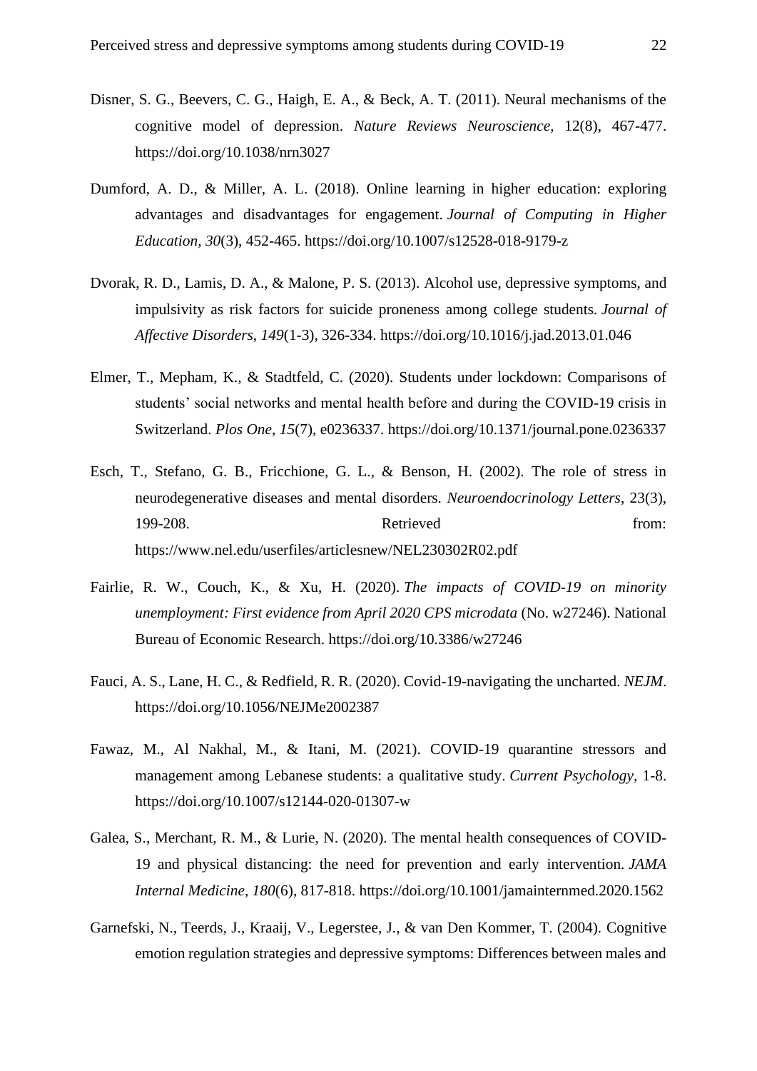Disner, S. G., Beevers, C. G., Haigh, E. A., & Beck, A. T. (2011). Neural mechanisms of the cognitive model of depression. *Nature Reviews Neuroscience*, 12(8), 467-477. https://doi.org/10.1038/nrn3027

Dumford, A. D., & Miller, A. L. (2018). Online learning in higher education: exploring advantages and disadvantages for engagement. *Journal of Computing in Higher Education*, *30*(3), 452-465. https://doi.org/10.1007/s12528-018-9179-z

Dvorak, R. D., Lamis, D. A., & Malone, P. S. (2013). Alcohol use, depressive symptoms, and impulsivity as risk factors for suicide proneness among college students. *Journal of Affective Disorders*, *149*(1-3), 326-334. https://doi.org/10.1016/j.jad.2013.01.046

Elmer, T., Mepham, K., & Stadtfeld, C. (2020). Students under lockdown: Comparisons of students' social networks and mental health before and during the COVID-19 crisis in Switzerland. *Plos One*, *15*(7), e0236337. https://doi.org/10.1371/journal.pone.0236337

Esch, T., Stefano, G. B., Fricchione, G. L., & Benson, H. (2002). The role of stress in neurodegenerative diseases and mental disorders. *Neuroendocrinology Letters*, 23(3), 199-208. Retrieved from: https://www.nel.edu/userfiles/articlesnew/NEL230302R02.pdf

Fairlie, R. W., Couch, K., & Xu, H. (2020). *The impacts of COVID-19 on minority unemployment: First evidence from April 2020 CPS microdata* (No. w27246). National Bureau of Economic Research. https://doi.org/10.3386/w27246

Fauci, A. S., Lane, H. C., & Redfield, R. R. (2020). Covid-19-navigating the uncharted. *NEJM*. https://doi.org/10.1056/NEJMe2002387

Fawaz, M., Al Nakhal, M., & Itani, M. (2021). COVID-19 quarantine stressors and management among Lebanese students: a qualitative study. *Current Psychology*, 1-8. https://doi.org/10.1007/s12144-020-01307-w

Galea, S., Merchant, R. M., & Lurie, N. (2020). The mental health consequences of COVID-19 and physical distancing: the need for prevention and early intervention. *JAMA Internal Medicine*, *180*(6), 817-818. https://doi.org/10.1001/jamainternmed.2020.1562

Garnefski, N., Teerds, J., Kraaij, V., Legerstee, J., & van Den Kommer, T. (2004). Cognitive emotion regulation strategies and depressive symptoms: Differences between males and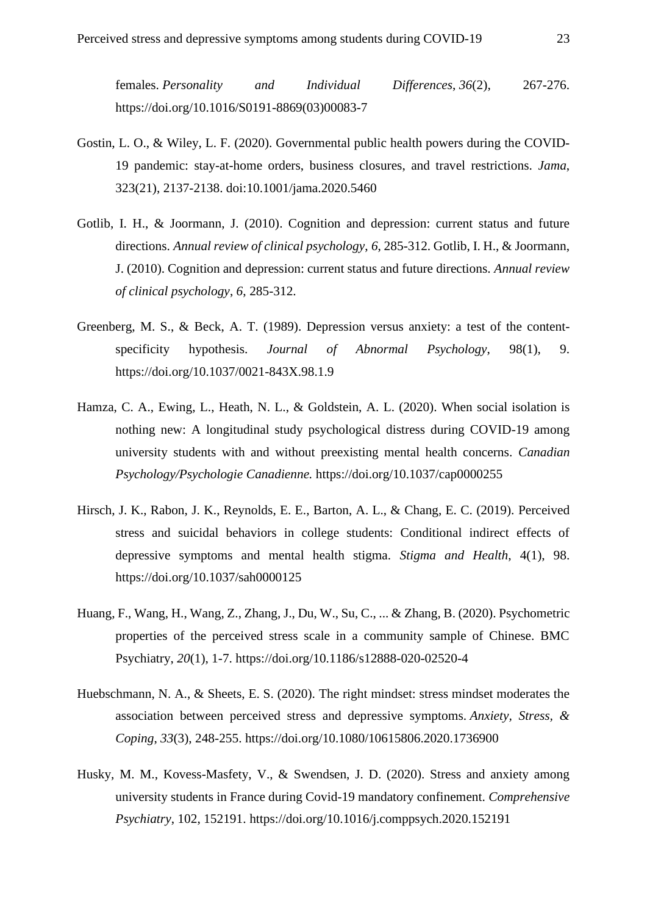females. *Personality and Individual Differences*, *36*(2), 267-276. https://doi.org/10.1016/S0191-8869(03)00083-7

Gostin, L. O., & Wiley, L. F. (2020). Governmental public health powers during the COVID-19 pandemic: stay-at-home orders, business closures, and travel restrictions. *Jama*, 323(21), 2137-2138. doi:10.1001/jama.2020.5460

Gotlib, I. H., & Joormann, J. (2010). Cognition and depression: current status and future directions. *Annual review of clinical psychology*, *6*, 285-312. Gotlib, I. H., & Joormann, J. (2010). Cognition and depression: current status and future directions. *Annual review of clinical psychology*, *6*, 285-312.

Greenberg, M. S., & Beck, A. T. (1989). Depression versus anxiety: a test of the content-specificity hypothesis. *Journal of Abnormal Psychology*, 98(1), 9. https://doi.org/10.1037/0021-843X.98.1.9

Hamza, C. A., Ewing, L., Heath, N. L., & Goldstein, A. L. (2020). When social isolation is nothing new: A longitudinal study psychological distress during COVID-19 among university students with and without preexisting mental health concerns. *Canadian Psychology/Psychologie Canadienne.* https://doi.org/10.1037/cap0000255

Hirsch, J. K., Rabon, J. K., Reynolds, E. E., Barton, A. L., & Chang, E. C. (2019). Perceived stress and suicidal behaviors in college students: Conditional indirect effects of depressive symptoms and mental health stigma. *Stigma and Health*, 4(1), 98. https://doi.org/10.1037/sah0000125

Huang, F., Wang, H., Wang, Z., Zhang, J., Du, W., Su, C., ... & Zhang, B. (2020). Psychometric properties of the perceived stress scale in a community sample of Chinese. BMC Psychiatry, *20*(1), 1-7. https://doi.org/10.1186/s12888-020-02520-4

Huebschmann, N. A., & Sheets, E. S. (2020). The right mindset: stress mindset moderates the association between perceived stress and depressive symptoms. *Anxiety, Stress, & Coping*, *33*(3), 248-255. https://doi.org/10.1080/10615806.2020.1736900

Husky, M. M., Kovess-Masfety, V., & Swendsen, J. D. (2020). Stress and anxiety among university students in France during Covid-19 mandatory confinement. *Comprehensive Psychiatry*, 102, 152191. https://doi.org/10.1016/j.comppsych.2020.152191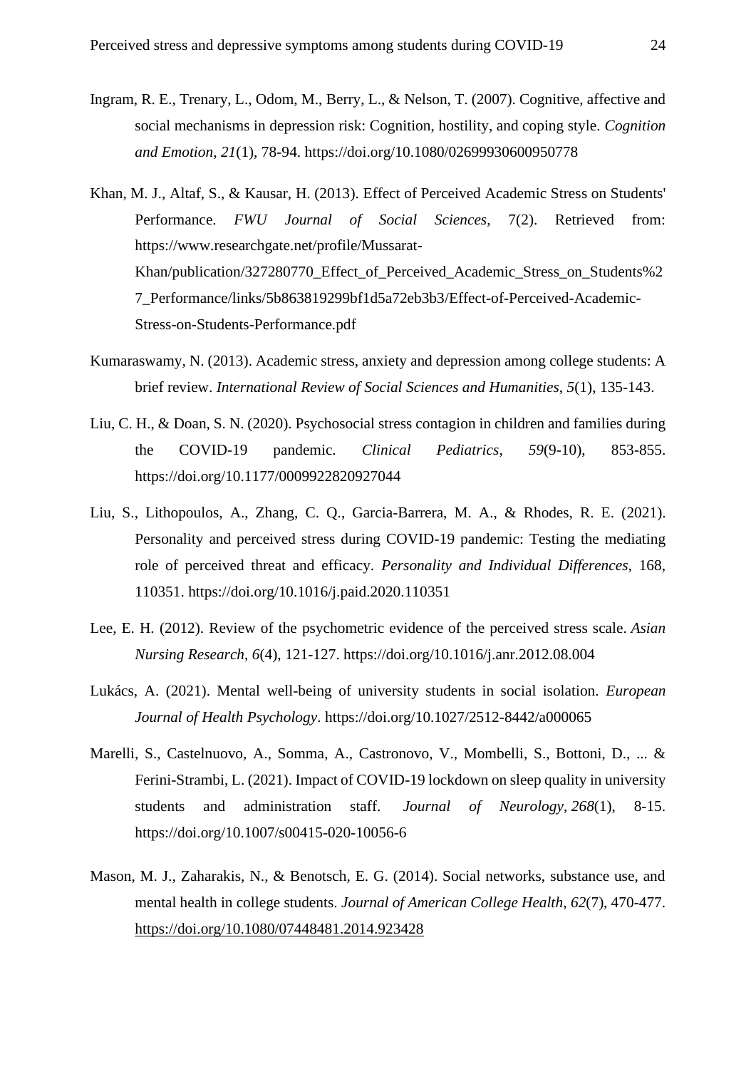Ingram, R. E., Trenary, L., Odom, M., Berry, L., & Nelson, T. (2007). Cognitive, affective and social mechanisms in depression risk: Cognition, hostility, and coping style. *Cognition and Emotion*, *21*(1), 78-94. https://doi.org/10.1080/02699930600950778

Khan, M. J., Altaf, S., & Kausar, H. (2013). Effect of Perceived Academic Stress on Students' Performance. *FWU Journal of Social Sciences*, 7(2). Retrieved from: https://www.researchgate.net/profile/Mussarat-Khan/publication/327280770_Effect_of_Perceived_Academic_Stress_on_Students%27_Performance/links/5b863819299bf1d5a72eb3b3/Effect-of-Perceived-Academic-Stress-on-Students-Performance.pdf

Kumaraswamy, N. (2013). Academic stress, anxiety and depression among college students: A brief review. *International Review of Social Sciences and Humanities*, *5*(1), 135-143.

Liu, C. H., & Doan, S. N. (2020). Psychosocial stress contagion in children and families during the COVID-19 pandemic. *Clinical Pediatrics*, *59*(9-10), 853-855. https://doi.org/10.1177/0009922820927044

Liu, S., Lithopoulos, A., Zhang, C. Q., Garcia-Barrera, M. A., & Rhodes, R. E. (2021). Personality and perceived stress during COVID-19 pandemic: Testing the mediating role of perceived threat and efficacy. *Personality and Individual Differences*, 168, 110351. https://doi.org/10.1016/j.paid.2020.110351

Lee, E. H. (2012). Review of the psychometric evidence of the perceived stress scale. *Asian Nursing Research*, *6*(4), 121-127. https://doi.org/10.1016/j.anr.2012.08.004

Lukács, A. (2021). Mental well-being of university students in social isolation. *European Journal of Health Psychology*. https://doi.org/10.1027/2512-8442/a000065

Marelli, S., Castelnuovo, A., Somma, A., Castronovo, V., Mombelli, S., Bottoni, D., ... & Ferini-Strambi, L. (2021). Impact of COVID-19 lockdown on sleep quality in university students and administration staff. *Journal of Neurology*, *268*(1), 8-15. https://doi.org/10.1007/s00415-020-10056-6

Mason, M. J., Zaharakis, N., & Benotsch, E. G. (2014). Social networks, substance use, and mental health in college students. *Journal of American College Health*, *62*(7), 470-477. https://doi.org/10.1080/07448481.2014.923428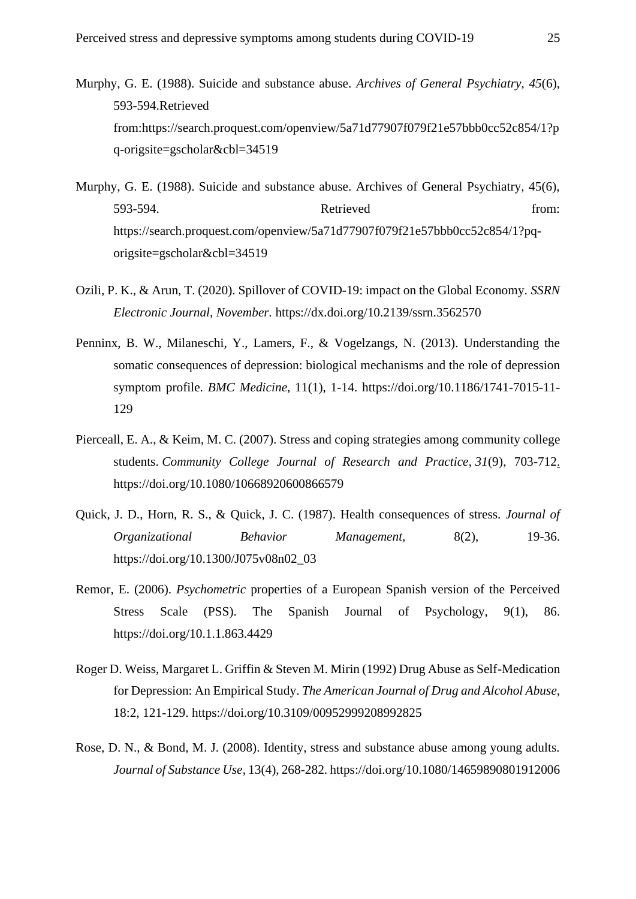Murphy, G. E. (1988). Suicide and substance abuse. *Archives of General Psychiatry*, *45*(6), 593-594.Retrieved from:https://search.proquest.com/openview/5a71d77907f079f21e57bbb0cc52c854/1?pq-origsite=gscholar&cbl=34519

Murphy, G. E. (1988). Suicide and substance abuse. Archives of General Psychiatry, 45(6), 593-594. Retrieved from: https://search.proquest.com/openview/5a71d77907f079f21e57bbb0cc52c854/1?pq-origsite=gscholar&cbl=34519

Ozili, P. K., & Arun, T. (2020). Spillover of COVID-19: impact on the Global Economy. *SSRN Electronic Journal, November.* https://dx.doi.org/10.2139/ssrn.3562570

Penninx, B. W., Milaneschi, Y., Lamers, F., & Vogelzangs, N. (2013). Understanding the somatic consequences of depression: biological mechanisms and the role of depression symptom profile. *BMC Medicine*, 11(1), 1-14. https://doi.org/10.1186/1741-7015-11-129

Pierceall, E. A., & Keim, M. C. (2007). Stress and coping strategies among community college students. *Community College Journal of Research and Practice*, *31*(9), 703-712. https://doi.org/10.1080/10668920600866579

Quick, J. D., Horn, R. S., & Quick, J. C. (1987). Health consequences of stress. *Journal of Organizational Behavior Management,* 8(2), 19-36. https://doi.org/10.1300/J075v08n02_03

Remor, E. (2006). *Psychometric* properties of a European Spanish version of the Perceived Stress Scale (PSS). The Spanish Journal of Psychology, 9(1), 86. https://doi.org/10.1.1.863.4429

Roger D. Weiss, Margaret L. Griffin & Steven M. Mirin (1992) Drug Abuse as Self-Medication for Depression: An Empirical Study. *The American Journal of Drug and Alcohol Abuse*, 18:2, 121-129. https://doi.org/10.3109/00952999208992825

Rose, D. N., & Bond, M. J. (2008). Identity, stress and substance abuse among young adults. *Journal of Substance Use*, 13(4), 268-282. https://doi.org/10.1080/14659890801912006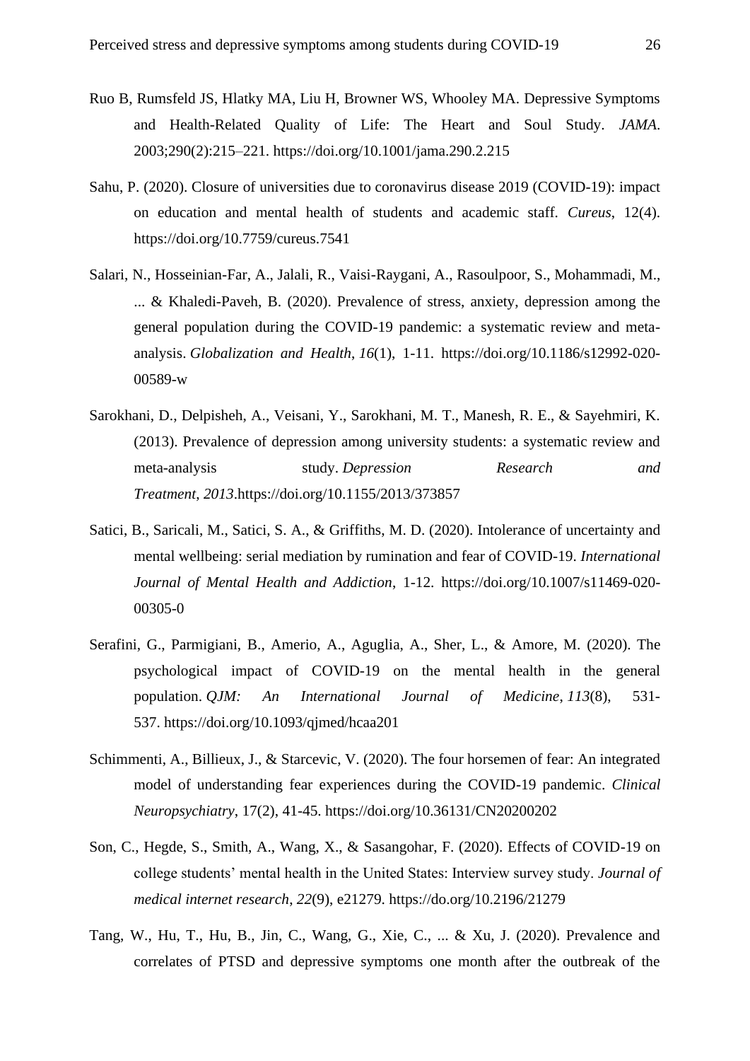Ruo B, Rumsfeld JS, Hlatky MA, Liu H, Browner WS, Whooley MA. Depressive Symptoms and Health-Related Quality of Life: The Heart and Soul Study. *JAMA*. 2003;290(2):215–221. https://doi.org/10.1001/jama.290.2.215

Sahu, P. (2020). Closure of universities due to coronavirus disease 2019 (COVID-19): impact on education and mental health of students and academic staff. *Cureus*, 12(4). https://doi.org/10.7759/cureus.7541

Salari, N., Hosseinian-Far, A., Jalali, R., Vaisi-Raygani, A., Rasoulpoor, S., Mohammadi, M., ... & Khaledi-Paveh, B. (2020). Prevalence of stress, anxiety, depression among the general population during the COVID-19 pandemic: a systematic review and meta-analysis. *Globalization and Health*, *16*(1), 1-11. https://doi.org/10.1186/s12992-020-00589-w

Sarokhani, D., Delpisheh, A., Veisani, Y., Sarokhani, M. T., Manesh, R. E., & Sayehmiri, K. (2013). Prevalence of depression among university students: a systematic review and meta-analysis study. *Depression Research and Treatment*, *2013*.https://doi.org/10.1155/2013/373857

Satici, B., Saricali, M., Satici, S. A., & Griffiths, M. D. (2020). Intolerance of uncertainty and mental wellbeing: serial mediation by rumination and fear of COVID-19. *International Journal of Mental Health and Addiction*, 1-12. https://doi.org/10.1007/s11469-020-00305-0

Serafini, G., Parmigiani, B., Amerio, A., Aguglia, A., Sher, L., & Amore, M. (2020). The psychological impact of COVID-19 on the mental health in the general population. *QJM: An International Journal of Medicine*, *113*(8), 531-537. https://doi.org/10.1093/qjmed/hcaa201

Schimmenti, A., Billieux, J., & Starcevic, V. (2020). The four horsemen of fear: An integrated model of understanding fear experiences during the COVID-19 pandemic. *Clinical Neuropsychiatry*, 17(2), 41-45. https://doi.org/10.36131/CN20200202

Son, C., Hegde, S., Smith, A., Wang, X., & Sasangohar, F. (2020). Effects of COVID-19 on college students' mental health in the United States: Interview survey study. *Journal of medical internet research*, *22*(9), e21279. https://do.org/10.2196/21279

Tang, W., Hu, T., Hu, B., Jin, C., Wang, G., Xie, C., ... & Xu, J. (2020). Prevalence and correlates of PTSD and depressive symptoms one month after the outbreak of the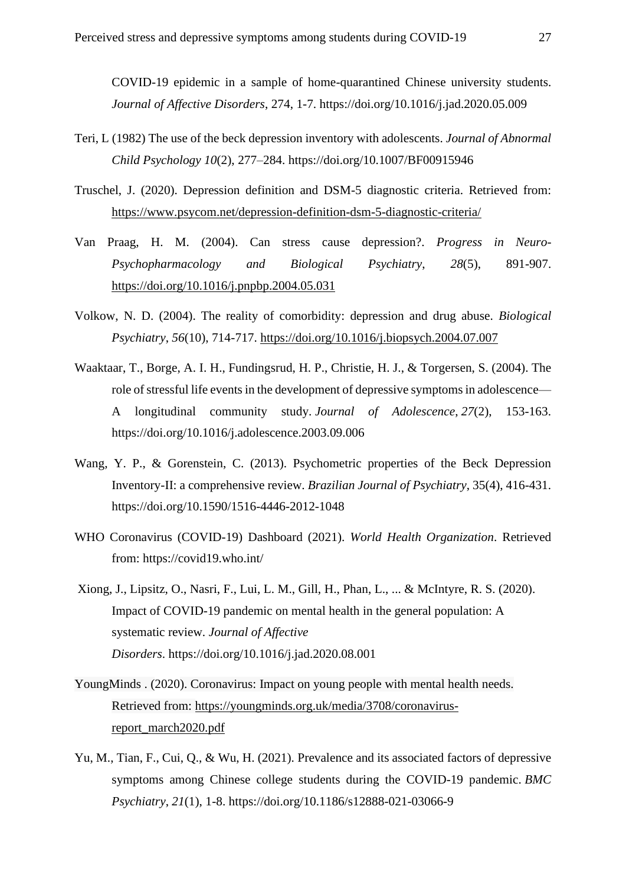COVID-19 epidemic in a sample of home-quarantined Chinese university students. *Journal of Affective Disorders*, 274, 1-7. https://doi.org/10.1016/j.jad.2020.05.009

Teri, L (1982) The use of the beck depression inventory with adolescents. *Journal of Abnormal Child Psychology 10*(2), 277–284. https://doi.org/10.1007/BF00915946

Truschel, J. (2020). Depression definition and DSM-5 diagnostic criteria. Retrieved from: https://www.psycom.net/depression-definition-dsm-5-diagnostic-criteria/

Van Praag, H. M. (2004). Can stress cause depression?. *Progress in Neuro-Psychopharmacology and Biological Psychiatry*, *28*(5), 891-907. https://doi.org/10.1016/j.pnpbp.2004.05.031

Volkow, N. D. (2004). The reality of comorbidity: depression and drug abuse. *Biological Psychiatry*, *56*(10), 714-717. https://doi.org/10.1016/j.biopsych.2004.07.007

Waaktaar, T., Borge, A. I. H., Fundingsrud, H. P., Christie, H. J., & Torgersen, S. (2004). The role of stressful life events in the development of depressive symptoms in adolescence—A longitudinal community study. *Journal of Adolescence*, *27*(2), 153-163. https://doi.org/10.1016/j.adolescence.2003.09.006

Wang, Y. P., & Gorenstein, C. (2013). Psychometric properties of the Beck Depression Inventory-II: a comprehensive review. *Brazilian Journal of Psychiatry*, 35(4), 416-431. https://doi.org/10.1590/1516-4446-2012-1048

WHO Coronavirus (COVID-19) Dashboard (2021). *World Health Organization*. Retrieved from: https://covid19.who.int/

Xiong, J., Lipsitz, O., Nasri, F., Lui, L. M., Gill, H., Phan, L., ... & McIntyre, R. S. (2020). Impact of COVID-19 pandemic on mental health in the general population: A systematic review. *Journal of Affective Disorders*. https://doi.org/10.1016/j.jad.2020.08.001

YoungMinds . (2020). Coronavirus: Impact on young people with mental health needs. Retrieved from: https://youngminds.org.uk/media/3708/coronavirus-report_march2020.pdf

Yu, M., Tian, F., Cui, Q., & Wu, H. (2021). Prevalence and its associated factors of depressive symptoms among Chinese college students during the COVID-19 pandemic. *BMC Psychiatry*, *21*(1), 1-8. https://doi.org/10.1186/s12888-021-03066-9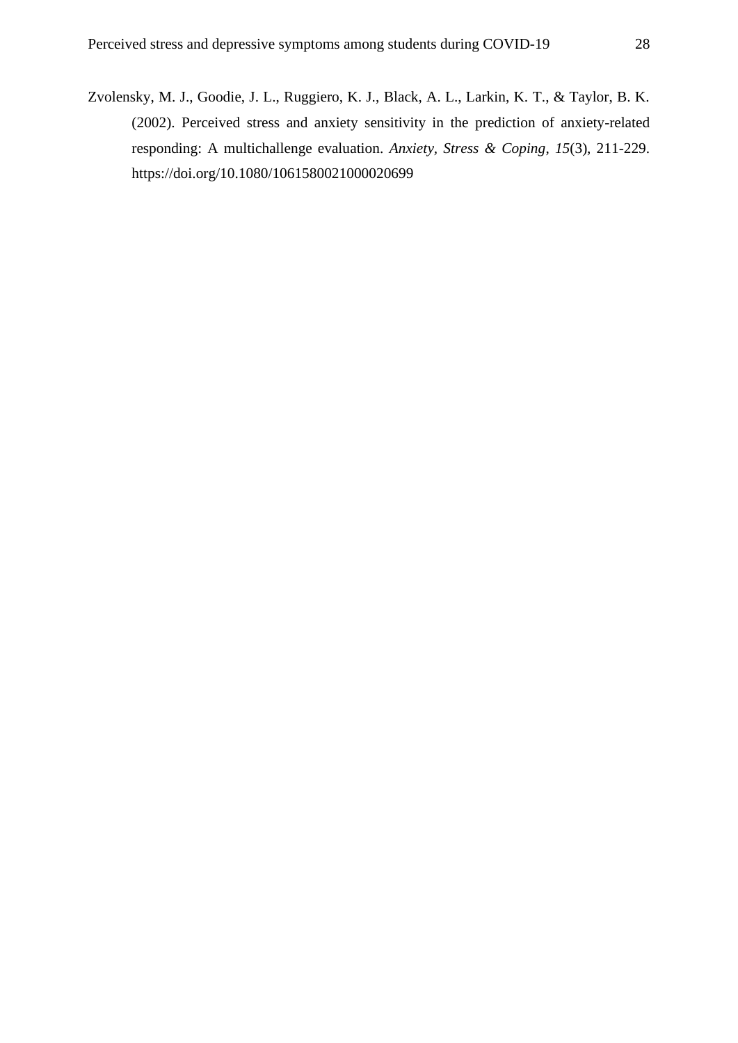Zvolensky, M. J., Goodie, J. L., Ruggiero, K. J., Black, A. L., Larkin, K. T., & Taylor, B. K. (2002). Perceived stress and anxiety sensitivity in the prediction of anxiety-related responding: A multichallenge evaluation. *Anxiety, Stress & Coping*, *15*(3), 211-229. https://doi.org/10.1080/1061580021000020699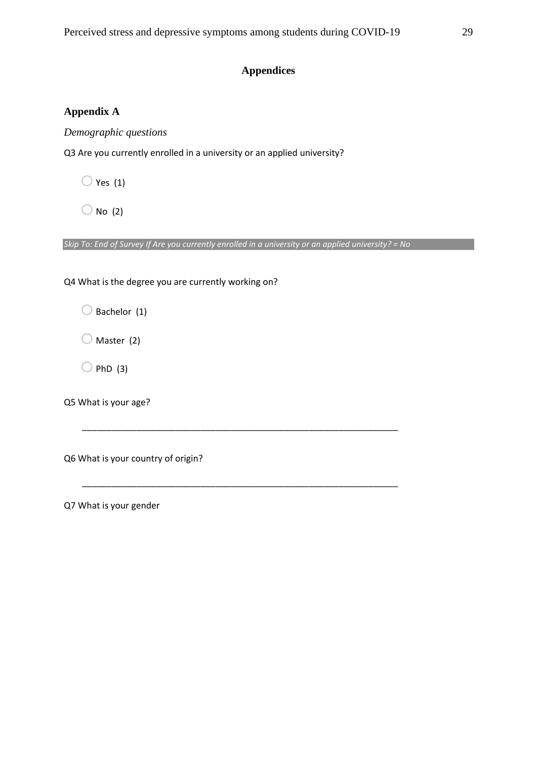# Appendices

## Appendix A

*Demographic questions*

Q3 Are you currently enrolled in a university or an applied university?

- ◯ Yes (1)
- ◯ No (2)

*Skip To: End of Survey If Are you currently enrolled in a university or an applied university? = No*

Q4 What is the degree you are currently working on?

- ◯ Bachelor (1)
- ◯ Master (2)
- ◯ PhD (3)

Q5 What is your age?

________________________________________________________________

Q6 What is your country of origin?

________________________________________________________________

Q7 What is your gender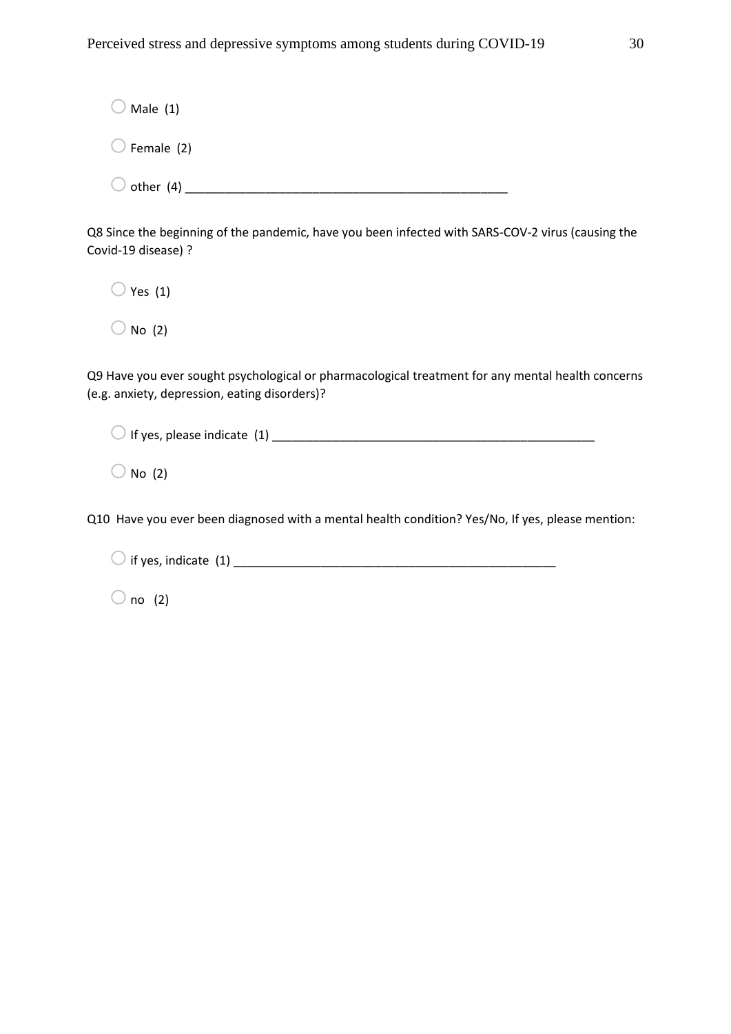○ Male (1)

○ Female (2)

○ other (4) __________________________________________________

Q8 Since the beginning of the pandemic, have you been infected with SARS-COV-2 virus (causing the Covid-19 disease) ?

○ Yes (1)

○ No (2)

Q9 Have you ever sought psychological or pharmacological treatment for any mental health concerns (e.g. anxiety, depression, eating disorders)?

○ If yes, please indicate (1) __________________________________________________

○ No (2)

Q10 Have you ever been diagnosed with a mental health condition? Yes/No, If yes, please mention:

○ if yes, indicate (1) __________________________________________________

○ no (2)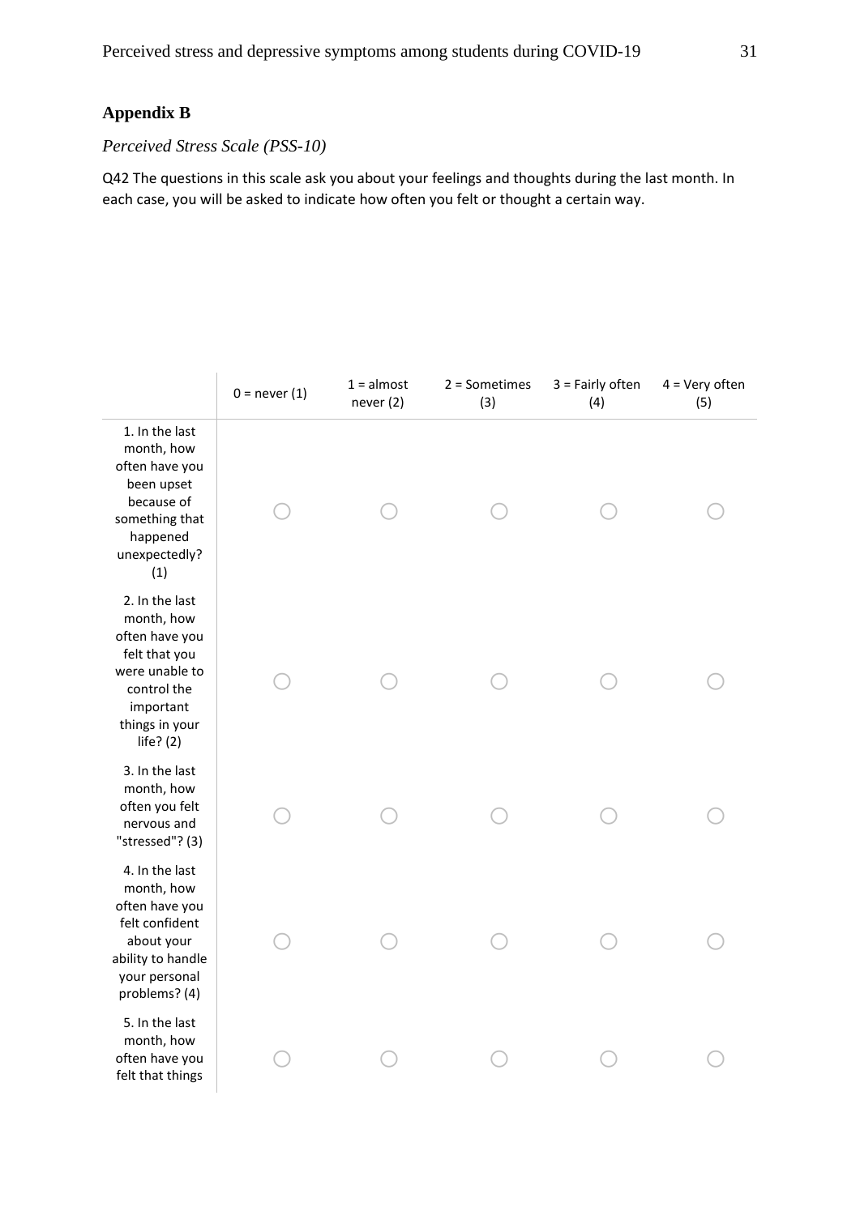## Appendix B

*Perceived Stress Scale (PSS-10)*

Q42 The questions in this scale ask you about your feelings and thoughts during the last month. In each case, you will be asked to indicate how often you felt or thought a certain way.

| | 0 = never (1) | 1 = almost never (2) | 2 = Sometimes (3) | 3 = Fairly often (4) | 4 = Very often (5) |
|---|---|---|---|---|---|
| 1. In the last month, how often have you been upset because of something that happened unexpectedly? (1) | ○ | ○ | ○ | ○ | ○ |
| 2. In the last month, how often have you felt that you were unable to control the important things in your life? (2) | ○ | ○ | ○ | ○ | ○ |
| 3. In the last month, how often you felt nervous and "stressed"? (3) | ○ | ○ | ○ | ○ | ○ |
| 4. In the last month, how often have you felt confident about your ability to handle your personal problems? (4) | ○ | ○ | ○ | ○ | ○ |
| 5. In the last month, how often have you felt that things | ○ | ○ | ○ | ○ | ○ |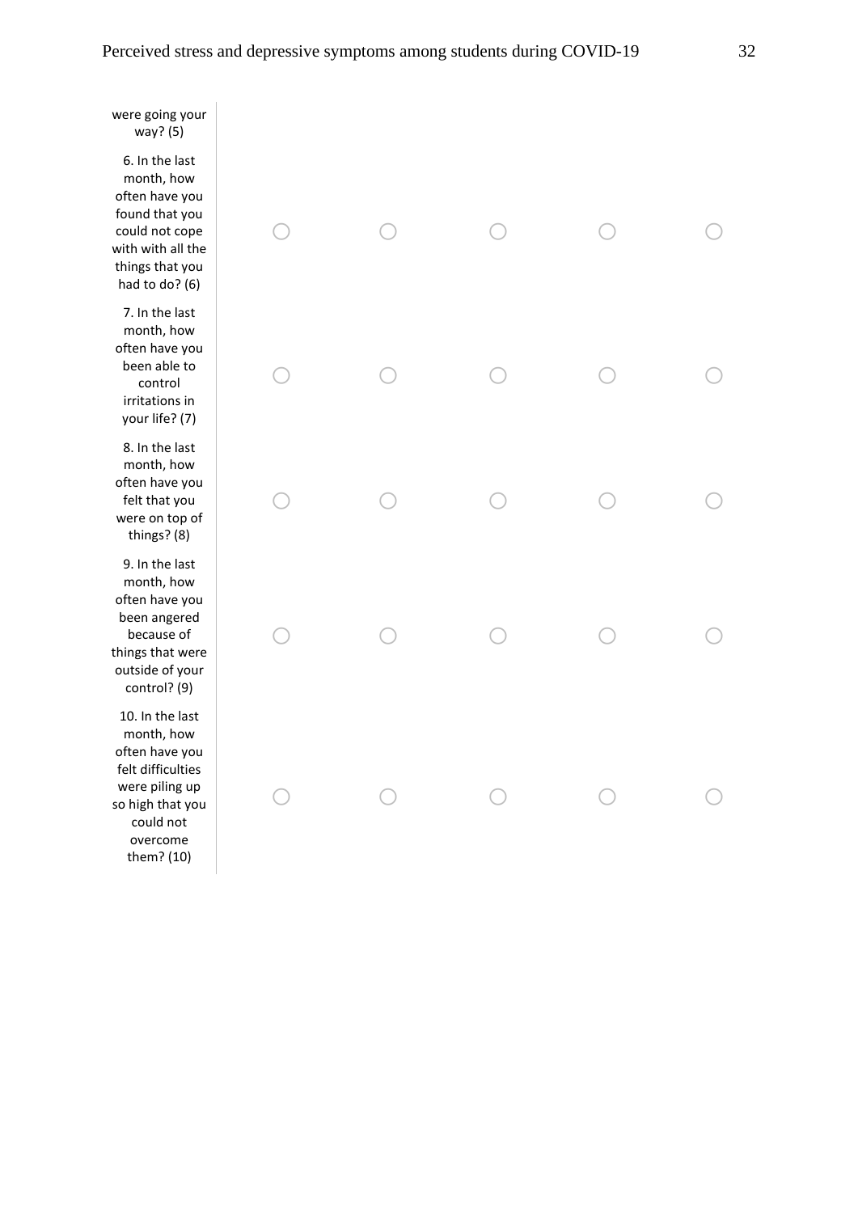| | | | | | |
|---|---|---|---|---|---|
| were going your way? (5) | | | | | |
| 6. In the last month, how often have you found that you could not cope with with all the things that you had to do? (6) | ○ | ○ | ○ | ○ | ○ |
| 7. In the last month, how often have you been able to control irritations in your life? (7) | ○ | ○ | ○ | ○ | ○ |
| 8. In the last month, how often have you felt that you were on top of things? (8) | ○ | ○ | ○ | ○ | ○ |
| 9. In the last month, how often have you been angered because of things that were outside of your control? (9) | ○ | ○ | ○ | ○ | ○ |
| 10. In the last month, how often have you felt difficulties were piling up so high that you could not overcome them? (10) | ○ | ○ | ○ | ○ | ○ |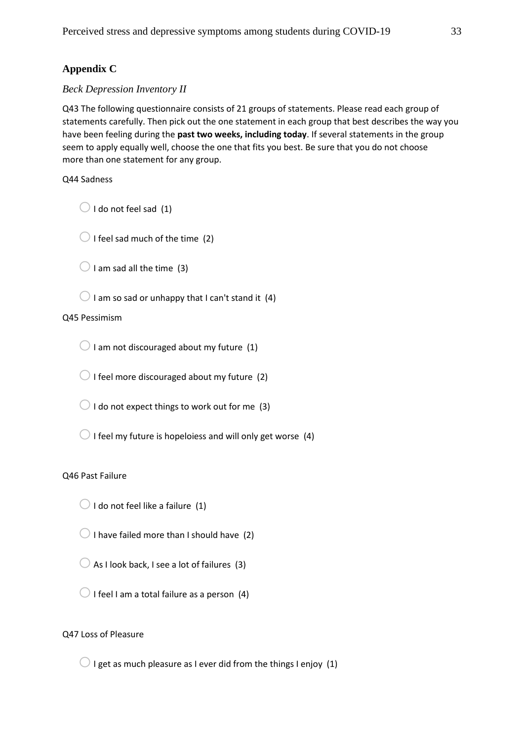## Appendix C

*Beck Depression Inventory II*

Q43 The following questionnaire consists of 21 groups of statements. Please read each group of statements carefully. Then pick out the one statement in each group that best describes the way you have been feeling during the **past two weeks, including today**. If several statements in the group seem to apply equally well, choose the one that fits you best. Be sure that you do not choose more than one statement for any group.

Q44 Sadness

- ○ I do not feel sad (1)
- ○ I feel sad much of the time (2)
- ○ I am sad all the time (3)
- ○ I am so sad or unhappy that I can't stand it (4)

Q45 Pessimism

- ○ I am not discouraged about my future (1)
- ○ I feel more discouraged about my future (2)
- ○ I do not expect things to work out for me (3)
- ○ I feel my future is hopeloiess and will only get worse (4)

Q46 Past Failure

- ○ I do not feel like a failure (1)
- ○ I have failed more than I should have (2)
- ○ As I look back, I see a lot of failures (3)
- ○ I feel I am a total failure as a person (4)

Q47 Loss of Pleasure

- ○ I get as much pleasure as I ever did from the things I enjoy (1)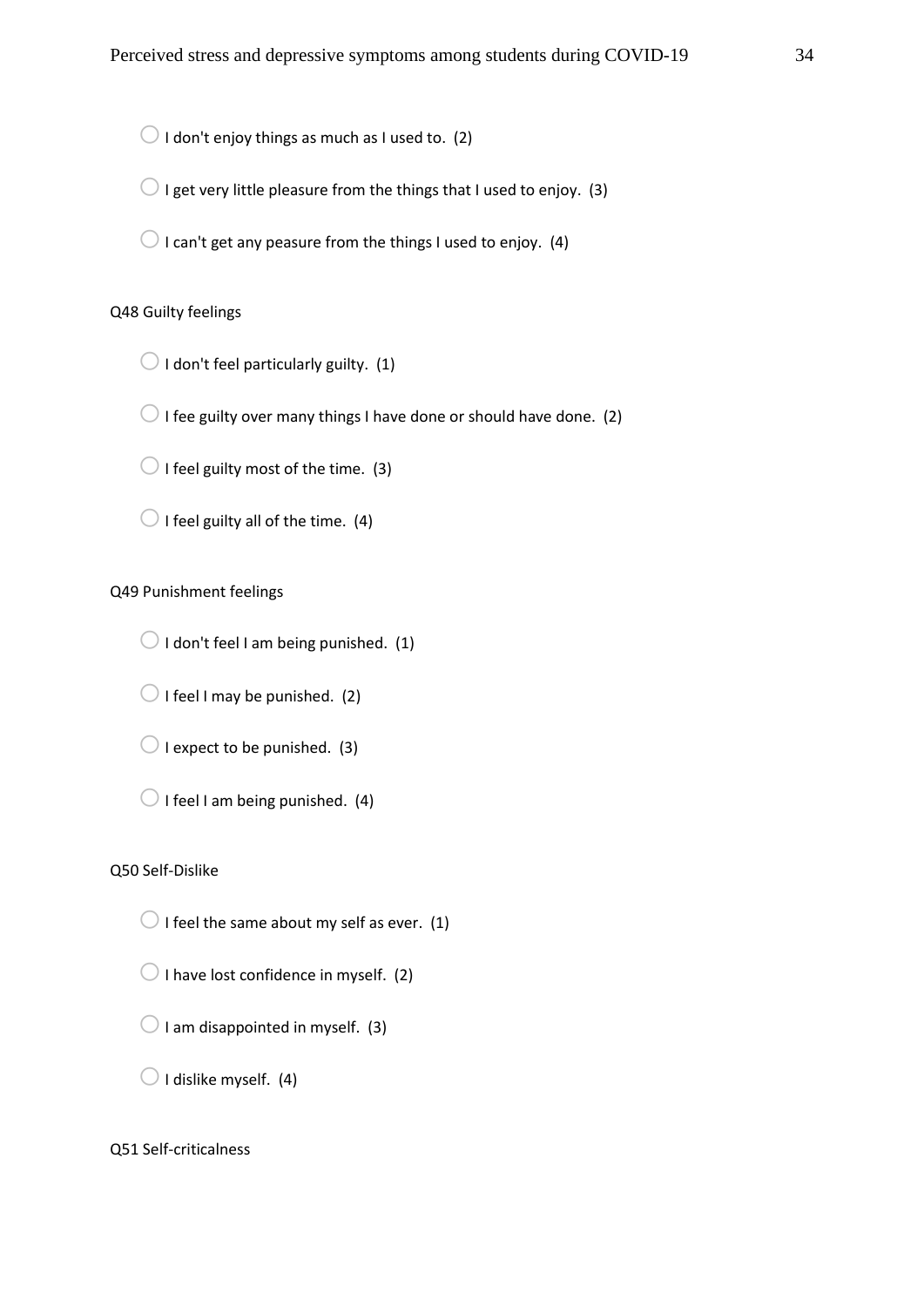- I don't enjoy things as much as I used to. (2)
- I get very little pleasure from the things that I used to enjoy. (3)
- I can't get any peasure from the things I used to enjoy. (4)

Q48 Guilty feelings

- I don't feel particularly guilty. (1)
- I fee guilty over many things I have done or should have done. (2)
- I feel guilty most of the time. (3)
- I feel guilty all of the time. (4)

Q49 Punishment feelings

- I don't feel I am being punished. (1)
- I feel I may be punished. (2)
- I expect to be punished. (3)
- I feel I am being punished. (4)

Q50 Self-Dislike

- I feel the same about my self as ever. (1)
- I have lost confidence in myself. (2)
- I am disappointed in myself. (3)
- I dislike myself. (4)

Q51 Self-criticalness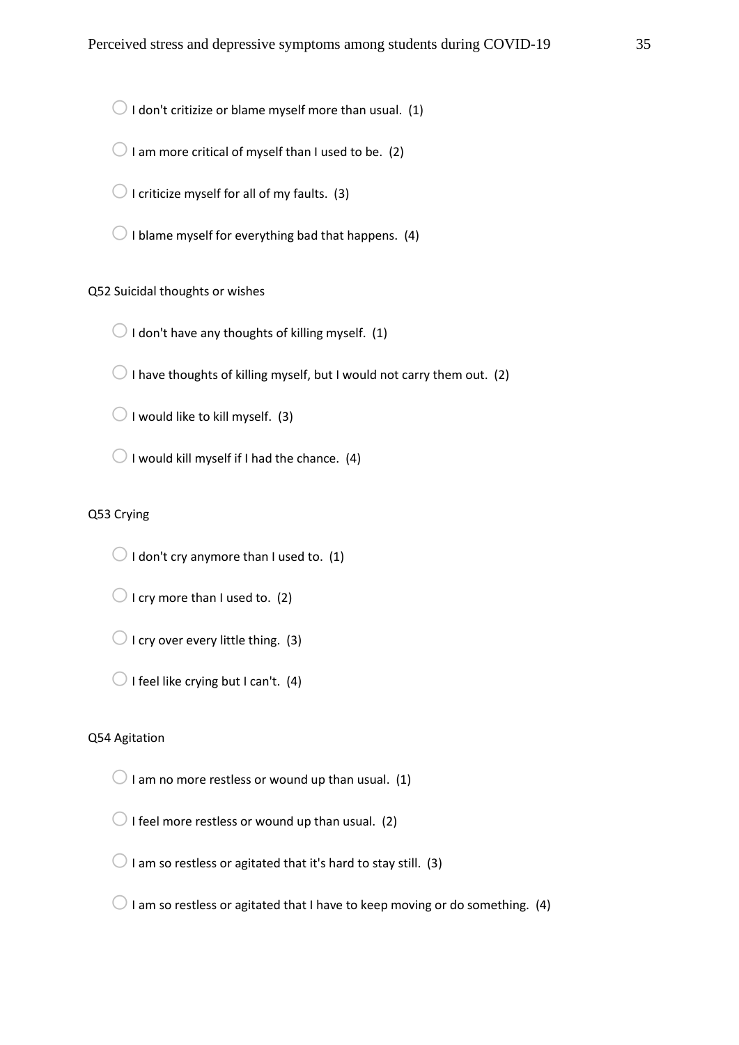- I don't critizize or blame myself more than usual. (1)
- I am more critical of myself than I used to be. (2)
- I criticize myself for all of my faults. (3)
- I blame myself for everything bad that happens. (4)

Q52 Suicidal thoughts or wishes

- I don't have any thoughts of killing myself. (1)
- I have thoughts of killing myself, but I would not carry them out. (2)
- I would like to kill myself. (3)
- I would kill myself if I had the chance. (4)

Q53 Crying

- I don't cry anymore than I used to. (1)
- I cry more than I used to. (2)
- I cry over every little thing. (3)
- I feel like crying but I can't. (4)

Q54 Agitation

- I am no more restless or wound up than usual. (1)
- I feel more restless or wound up than usual. (2)
- I am so restless or agitated that it's hard to stay still. (3)
- I am so restless or agitated that I have to keep moving or do something. (4)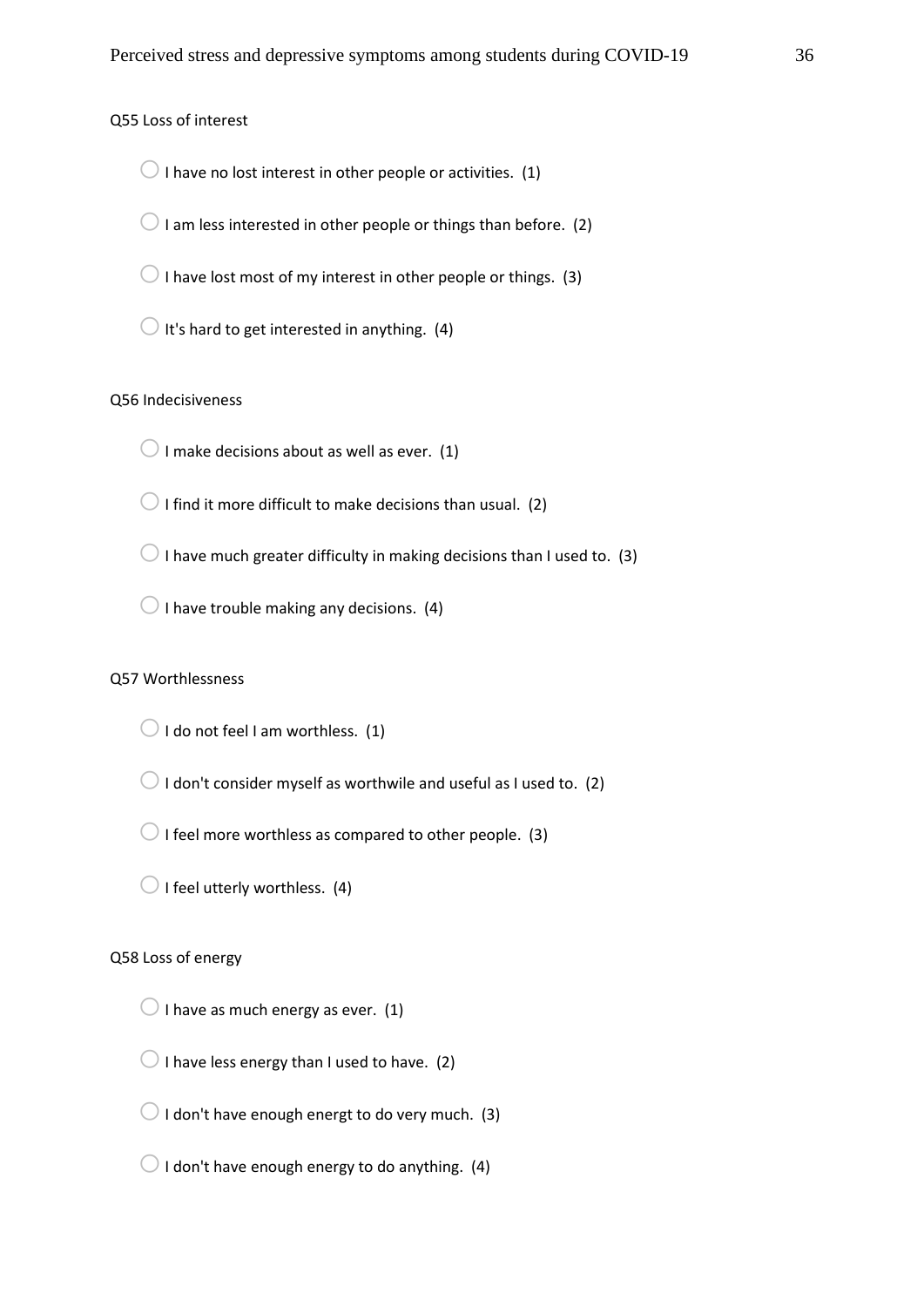Q55 Loss of interest

- ◯ I have no lost interest in other people or activities. (1)
- ◯ I am less interested in other people or things than before. (2)
- ◯ I have lost most of my interest in other people or things. (3)
- ◯ It's hard to get interested in anything. (4)

Q56 Indecisiveness

- ◯ I make decisions about as well as ever. (1)
- ◯ I find it more difficult to make decisions than usual. (2)
- ◯ I have much greater difficulty in making decisions than I used to. (3)
- ◯ I have trouble making any decisions. (4)

Q57 Worthlessness

- ◯ I do not feel I am worthless. (1)
- ◯ I don't consider myself as worthwile and useful as I used to. (2)
- ◯ I feel more worthless as compared to other people. (3)
- ◯ I feel utterly worthless. (4)

Q58 Loss of energy

- ◯ I have as much energy as ever. (1)
- ◯ I have less energy than I used to have. (2)
- ◯ I don't have enough energt to do very much. (3)
- ◯ I don't have enough energy to do anything. (4)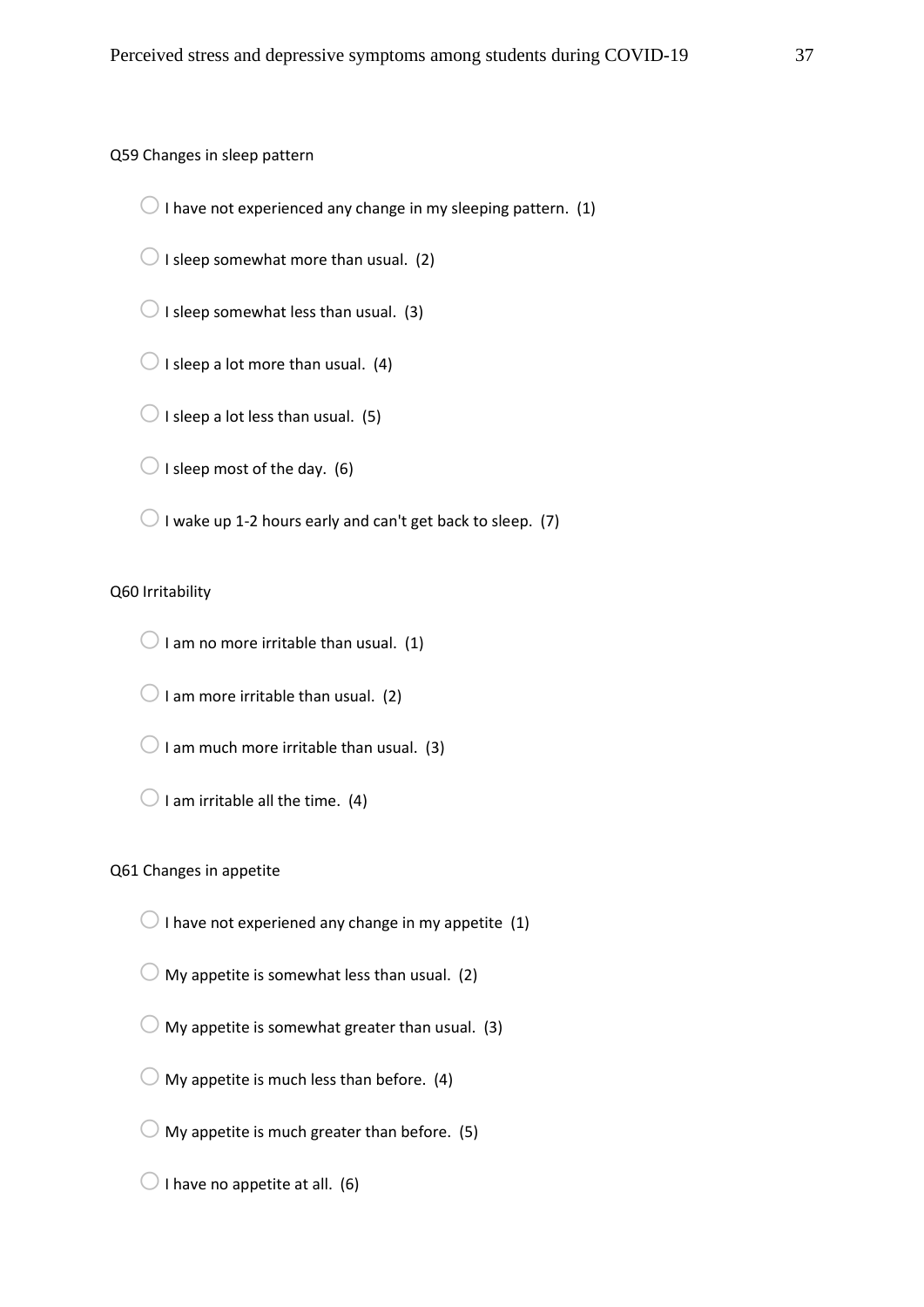Q59 Changes in sleep pattern

- ◯ I have not experienced any change in my sleeping pattern. (1)
- ◯ I sleep somewhat more than usual. (2)
- ◯ I sleep somewhat less than usual. (3)
- ◯ I sleep a lot more than usual. (4)
- ◯ I sleep a lot less than usual. (5)
- ◯ I sleep most of the day. (6)
- ◯ I wake up 1-2 hours early and can't get back to sleep. (7)

Q60 Irritability

- ◯ I am no more irritable than usual. (1)
- ◯ I am more irritable than usual. (2)
- ◯ I am much more irritable than usual. (3)
- ◯ I am irritable all the time. (4)

Q61 Changes in appetite

- ◯ I have not experiened any change in my appetite (1)
- ◯ My appetite is somewhat less than usual. (2)
- ◯ My appetite is somewhat greater than usual. (3)
- ◯ My appetite is much less than before. (4)
- ◯ My appetite is much greater than before. (5)
- ◯ I have no appetite at all. (6)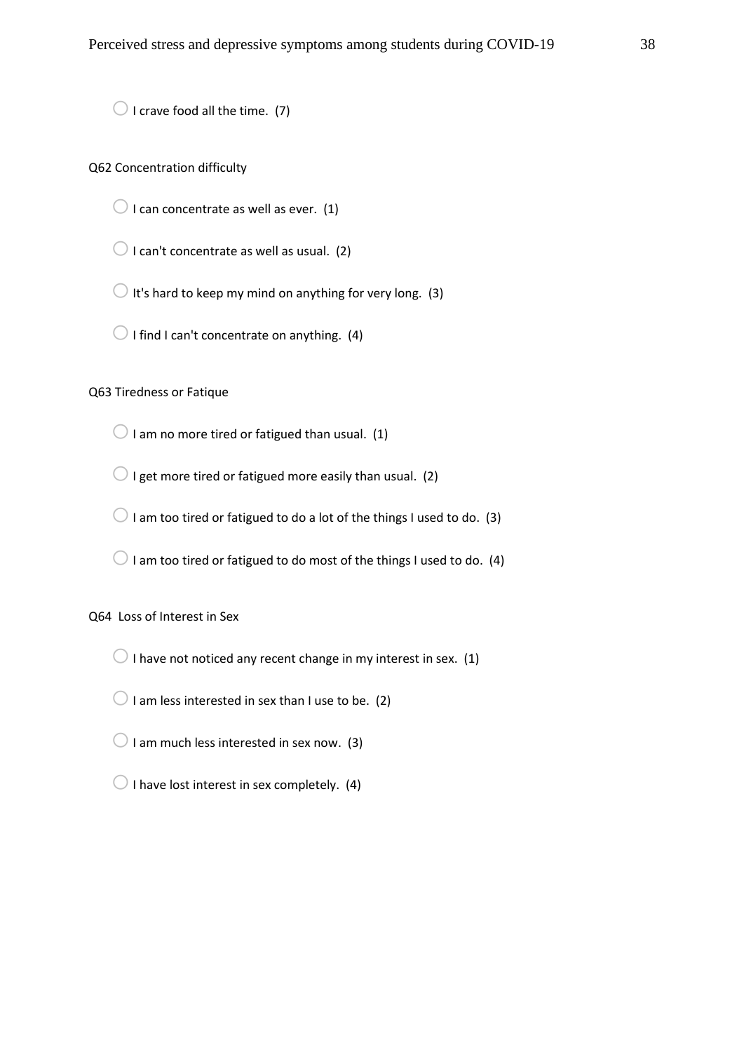- I crave food all the time. (7)

Q62 Concentration difficulty

- I can concentrate as well as ever. (1)
- I can't concentrate as well as usual. (2)
- It's hard to keep my mind on anything for very long. (3)
- I find I can't concentrate on anything. (4)

Q63 Tiredness or Fatique

- I am no more tired or fatigued than usual. (1)
- I get more tired or fatigued more easily than usual. (2)
- I am too tired or fatigued to do a lot of the things I used to do. (3)
- I am too tired or fatigued to do most of the things I used to do. (4)

Q64 Loss of Interest in Sex

- I have not noticed any recent change in my interest in sex. (1)
- I am less interested in sex than I use to be. (2)
- I am much less interested in sex now. (3)
- I have lost interest in sex completely. (4)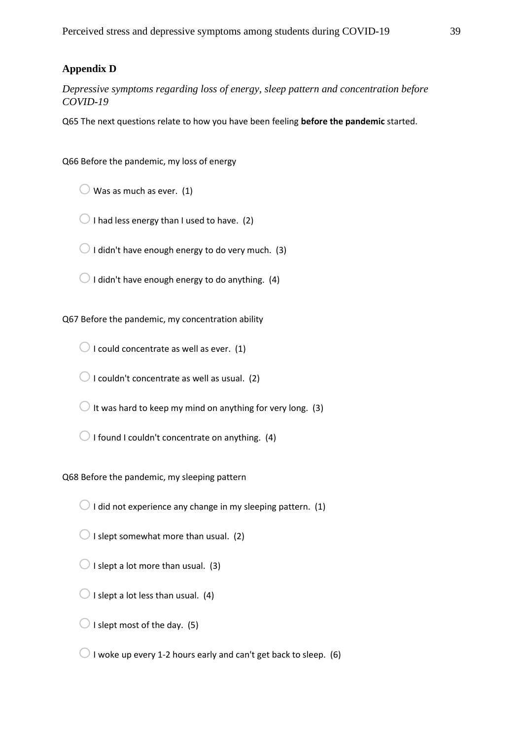## Appendix D

*Depressive symptoms regarding loss of energy, sleep pattern and concentration before COVID-19*

Q65 The next questions relate to how you have been feeling **before the pandemic** started.

Q66 Before the pandemic, my loss of energy

- ○ Was as much as ever. (1)
- ○ I had less energy than I used to have. (2)
- ○ I didn't have enough energy to do very much. (3)
- ○ I didn't have enough energy to do anything. (4)

Q67 Before the pandemic, my concentration ability

- ○ I could concentrate as well as ever. (1)
- ○ I couldn't concentrate as well as usual. (2)
- ○ It was hard to keep my mind on anything for very long. (3)
- ○ I found I couldn't concentrate on anything. (4)

Q68 Before the pandemic, my sleeping pattern

- ○ I did not experience any change in my sleeping pattern. (1)
- ○ I slept somewhat more than usual. (2)
- ○ I slept a lot more than usual. (3)
- ○ I slept a lot less than usual. (4)
- ○ I slept most of the day. (5)
- ○ I woke up every 1-2 hours early and can't get back to sleep. (6)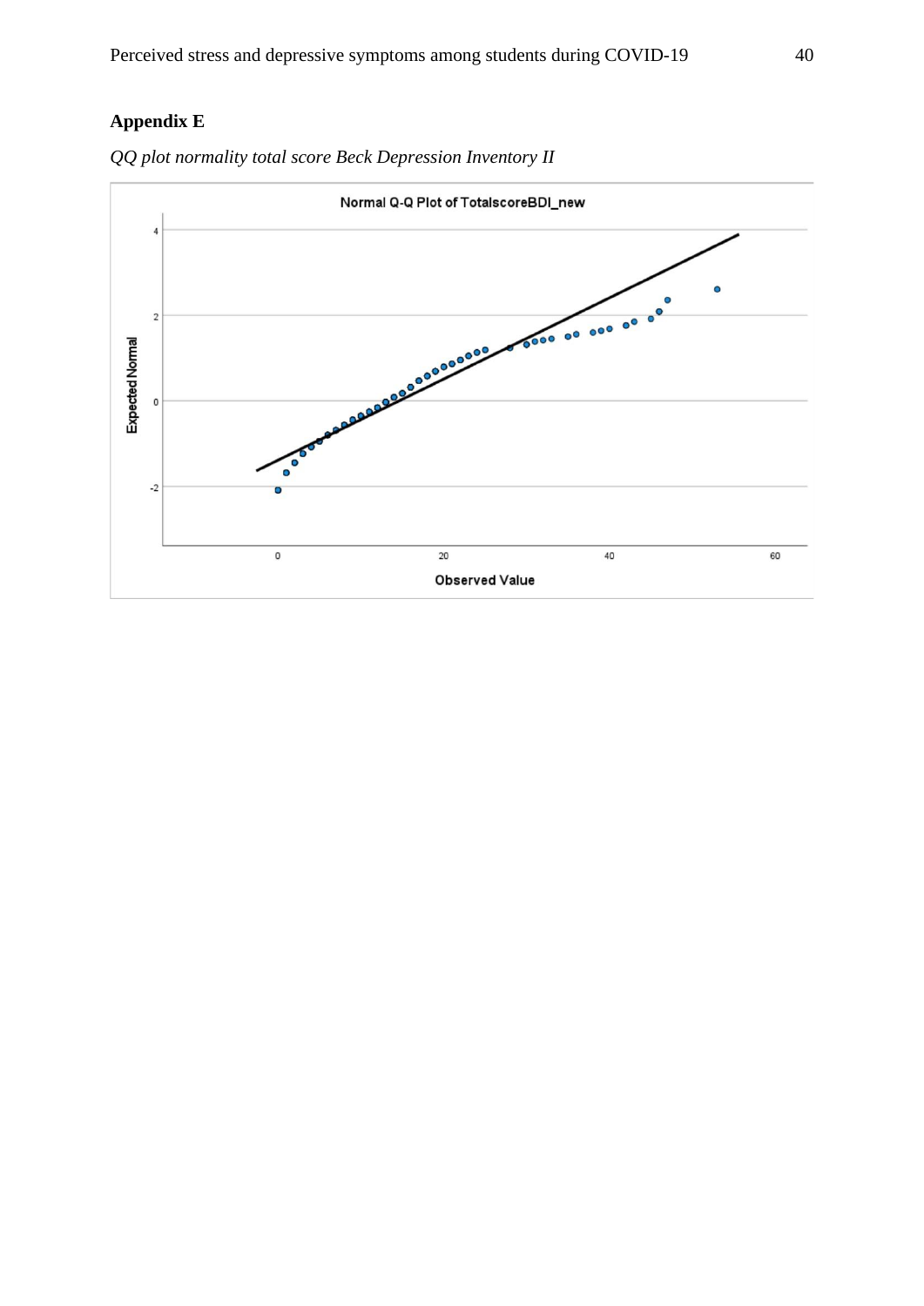**Appendix E**

*QQ plot normality total score Beck Depression Inventory II*

Normal Q-Q Plot of TotalscoreBDI_new

Expected Normal

4

2

0

-2

0

20

40

60

Observed Value